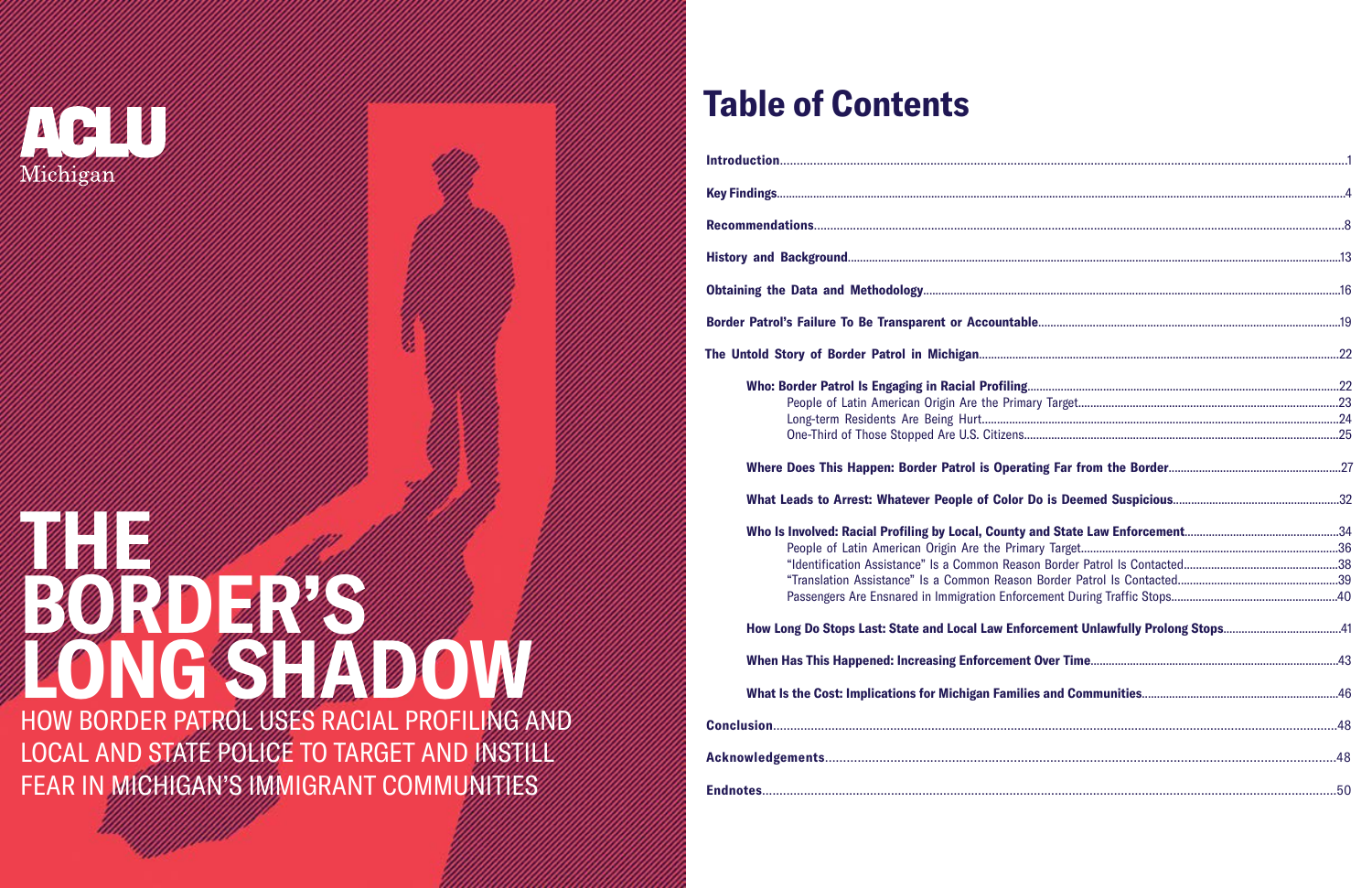ACLU
Michigan

# THE BORDER'S LONG SHADOW

HOW BORDER PATROL USES RACIAL PROFILING AND LOCAL AND STATE POLICE TO TARGET AND INSTILL FEAR IN MICHIGAN'S IMMIGRANT COMMUNITIES

## Table of Contents

**Introduction**....................1

**Key Findings**....................4

**Recommendations**....................8

**History and Background**....................13

**Obtaining the Data and Methodology**....................16

**Border Patrol's Failure To Be Transparent or Accountable**....................19

**The Untold Story of Border Patrol in Michigan**....................22

- **Who: Border Patrol Is Engaging in Racial Profiling**....................22
  - People of Latin American Origin Are the Primary Target....................23
  - Long-term Residents Are Being Hurt....................24
  - One-Third of Those Stopped Are U.S. Citizens....................25
- **Where Does This Happen: Border Patrol is Operating Far from the Border**....................27
- **What Leads to Arrest: Whatever People of Color Do is Deemed Suspicious**....................32
- **Who Is Involved: Racial Profiling by Local, County and State Law Enforcement**....................34
  - People of Latin American Origin Are the Primary Target....................36
  - "Identification Assistance" Is a Common Reason Border Patrol Is Contacted....................38
  - "Translation Assistance" Is a Common Reason Border Patrol Is Contacted....................39
  - Passengers Are Ensnared in Immigration Enforcement During Traffic Stops....................40
- **How Long Do Stops Last: State and Local Law Enforcement Unlawfully Prolong Stops**....................41
- **When Has This Happened: Increasing Enforcement Over Time**....................43
- **What Is the Cost: Implications for Michigan Families and Communities**....................46

**Conclusion**....................48

**Acknowledgements**....................48

**Endnotes**....................50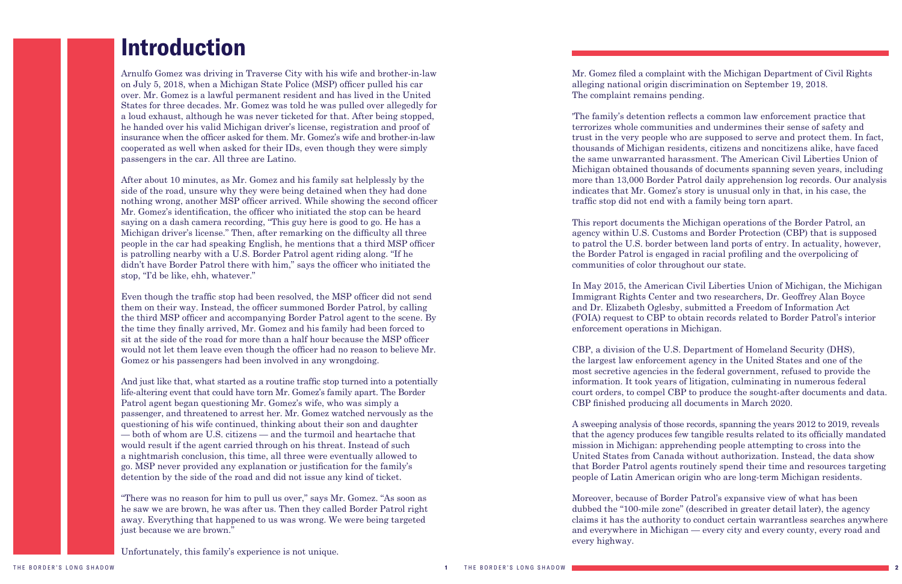# Introduction

Arnulfo Gomez was driving in Traverse City with his wife and brother-in-law on July 5, 2018, when a Michigan State Police (MSP) officer pulled his car over. Mr. Gomez is a lawful permanent resident and has lived in the United States for three decades. Mr. Gomez was told he was pulled over allegedly for a loud exhaust, although he was never ticketed for that. After being stopped, he handed over his valid Michigan driver's license, registration and proof of insurance when the officer asked for them. Mr. Gomez's wife and brother-in-law cooperated as well when asked for their IDs, even though they were simply passengers in the car. All three are Latino.

After about 10 minutes, as Mr. Gomez and his family sat helplessly by the side of the road, unsure why they were being detained when they had done nothing wrong, another MSP officer arrived. While showing the second officer Mr. Gomez's identification, the officer who initiated the stop can be heard saying on a dash camera recording, "This guy here is good to go. He has a Michigan driver's license." Then, after remarking on the difficulty all three people in the car had speaking English, he mentions that a third MSP officer is patrolling nearby with a U.S. Border Patrol agent riding along. "If he didn't have Border Patrol there with him," says the officer who initiated the stop, "I'd be like, ehh, whatever."

Even though the traffic stop had been resolved, the MSP officer did not send them on their way. Instead, the officer summoned Border Patrol, by calling the third MSP officer and accompanying Border Patrol agent to the scene. By the time they finally arrived, Mr. Gomez and his family had been forced to sit at the side of the road for more than a half hour because the MSP officer would not let them leave even though the officer had no reason to believe Mr. Gomez or his passengers had been involved in any wrongdoing.

And just like that, what started as a routine traffic stop turned into a potentially life-altering event that could have torn Mr. Gomez's family apart. The Border Patrol agent began questioning Mr. Gomez's wife, who was simply a passenger, and threatened to arrest her. Mr. Gomez watched nervously as the questioning of his wife continued, thinking about their son and daughter — both of whom are U.S. citizens — and the turmoil and heartache that would result if the agent carried through on his threat. Instead of such a nightmarish conclusion, this time, all three were eventually allowed to go. MSP never provided any explanation or justification for the family's detention by the side of the road and did not issue any kind of ticket.

"There was no reason for him to pull us over," says Mr. Gomez. "As soon as he saw we are brown, he was after us. Then they called Border Patrol right away. Everything that happened to us was wrong. We were being targeted just because we are brown."

Unfortunately, this family's experience is not unique.

Mr. Gomez filed a complaint with the Michigan Department of Civil Rights alleging national origin discrimination on September 19, 2018. The complaint remains pending.

'The family's detention reflects a common law enforcement practice that terrorizes whole communities and undermines their sense of safety and trust in the very people who are supposed to serve and protect them. In fact, thousands of Michigan residents, citizens and noncitizens alike, have faced the same unwarranted harassment. The American Civil Liberties Union of Michigan obtained thousands of documents spanning seven years, including more than 13,000 Border Patrol daily apprehension log records. Our analysis indicates that Mr. Gomez's story is unusual only in that, in his case, the traffic stop did not end with a family being torn apart.

This report documents the Michigan operations of the Border Patrol, an agency within U.S. Customs and Border Protection (CBP) that is supposed to patrol the U.S. border between land ports of entry. In actuality, however, the Border Patrol is engaged in racial profiling and the overpolicing of communities of color throughout our state.

In May 2015, the American Civil Liberties Union of Michigan, the Michigan Immigrant Rights Center and two researchers, Dr. Geoffrey Alan Boyce and Dr. Elizabeth Oglesby, submitted a Freedom of Information Act (FOIA) request to CBP to obtain records related to Border Patrol's interior enforcement operations in Michigan.

CBP, a division of the U.S. Department of Homeland Security (DHS), the largest law enforcement agency in the United States and one of the most secretive agencies in the federal government, refused to provide the information. It took years of litigation, culminating in numerous federal court orders, to compel CBP to produce the sought-after documents and data. CBP finished producing all documents in March 2020.

A sweeping analysis of those records, spanning the years 2012 to 2019, reveals that the agency produces few tangible results related to its officially mandated mission in Michigan: apprehending people attempting to cross into the United States from Canada without authorization. Instead, the data show that Border Patrol agents routinely spend their time and resources targeting people of Latin American origin who are long-term Michigan residents.

Moreover, because of Border Patrol's expansive view of what has been dubbed the "100-mile zone" (described in greater detail later), the agency claims it has the authority to conduct certain warrantless searches anywhere and everywhere in Michigan — every city and every county, every road and every highway.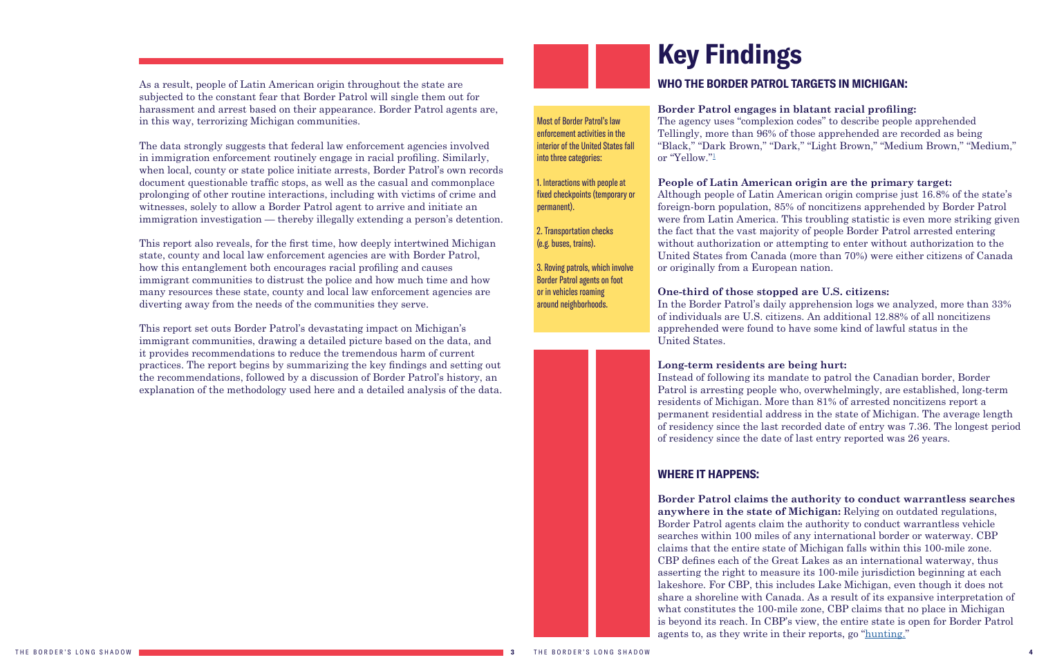As a result, people of Latin American origin throughout the state are subjected to the constant fear that Border Patrol will single them out for harassment and arrest based on their appearance. Border Patrol agents are, in this way, terrorizing Michigan communities.

The data strongly suggests that federal law enforcement agencies involved in immigration enforcement routinely engage in racial profiling. Similarly, when local, county or state police initiate arrests, Border Patrol's own records document questionable traffic stops, as well as the casual and commonplace prolonging of other routine interactions, including with victims of crime and witnesses, solely to allow a Border Patrol agent to arrive and initiate an immigration investigation — thereby illegally extending a person's detention.

This report also reveals, for the first time, how deeply intertwined Michigan state, county and local law enforcement agencies are with Border Patrol, how this entanglement both encourages racial profiling and causes immigrant communities to distrust the police and how much time and how many resources these state, county and local law enforcement agencies are diverting away from the needs of the communities they serve.

This report set outs Border Patrol's devastating impact on Michigan's immigrant communities, drawing a detailed picture based on the data, and it provides recommendations to reduce the tremendous harm of current practices. The report begins by summarizing the key findings and setting out the recommendations, followed by a discussion of Border Patrol's history, an explanation of the methodology used here and a detailed analysis of the data.

# Key Findings

Most of Border Patrol's law enforcement activities in the interior of the United States fall into three categories:

1. Interactions with people at fixed checkpoints (temporary or permanent).

2. Transportation checks (e.g. buses, trains).

3. Roving patrols, which involve Border Patrol agents on foot or in vehicles roaming around neighborhoods.

## WHO THE BORDER PATROL TARGETS IN MICHIGAN:

**Border Patrol engages in blatant racial profiling:**
The agency uses "complexion codes" to describe people apprehended Tellingly, more than 96% of those apprehended are recorded as being "Black," "Dark Brown," "Dark," "Light Brown," "Medium Brown," "Medium," or "Yellow."[1]

**People of Latin American origin are the primary target:**
Although people of Latin American origin comprise just 16.8% of the state's foreign-born population, 85% of noncitizens apprehended by Border Patrol were from Latin America. This troubling statistic is even more striking given the fact that the vast majority of people Border Patrol arrested entering without authorization or attempting to enter without authorization to the United States from Canada (more than 70%) were either citizens of Canada or originally from a European nation.

**One-third of those stopped are U.S. citizens:**
In the Border Patrol's daily apprehension logs we analyzed, more than 33% of individuals are U.S. citizens. An additional 12.88% of all noncitizens apprehended were found to have some kind of lawful status in the United States.

**Long-term residents are being hurt:**
Instead of following its mandate to patrol the Canadian border, Border Patrol is arresting people who, overwhelmingly, are established, long-term residents of Michigan. More than 81% of arrested noncitizens report a permanent residential address in the state of Michigan. The average length of residency since the last recorded date of entry was 7.36. The longest period of residency since the date of last entry reported was 26 years.

## WHERE IT HAPPENS:

**Border Patrol claims the authority to conduct warrantless searches anywhere in the state of Michigan:** Relying on outdated regulations, Border Patrol agents claim the authority to conduct warrantless vehicle searches within 100 miles of any international border or waterway. CBP claims that the entire state of Michigan falls within this 100-mile zone. CBP defines each of the Great Lakes as an international waterway, thus asserting the right to measure its 100-mile jurisdiction beginning at each lakeshore. For CBP, this includes Lake Michigan, even though it does not share a shoreline with Canada. As a result of its expansive interpretation of what constitutes the 100-mile zone, CBP claims that no place in Michigan is beyond its reach. In CBP's view, the entire state is open for Border Patrol agents to, as they write in their reports, go "hunting."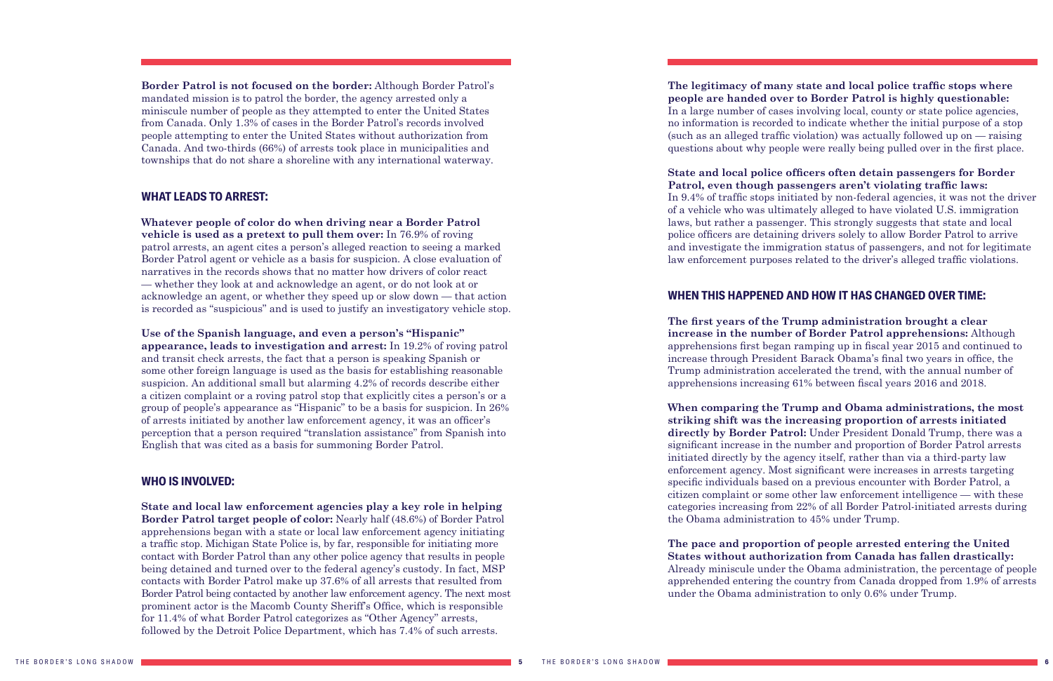**Border Patrol is not focused on the border:** Although Border Patrol's mandated mission is to patrol the border, the agency arrested only a miniscule number of people as they attempted to enter the United States from Canada. Only 1.3% of cases in the Border Patrol's records involved people attempting to enter the United States without authorization from Canada. And two-thirds (66%) of arrests took place in municipalities and townships that do not share a shoreline with any international waterway.

## WHAT LEADS TO ARREST:

**Whatever people of color do when driving near a Border Patrol vehicle is used as a pretext to pull them over:** In 76.9% of roving patrol arrests, an agent cites a person's alleged reaction to seeing a marked Border Patrol agent or vehicle as a basis for suspicion. A close evaluation of narratives in the records shows that no matter how drivers of color react — whether they look at and acknowledge an agent, or do not look at or acknowledge an agent, or whether they speed up or slow down — that action is recorded as "suspicious" and is used to justify an investigatory vehicle stop.

**Use of the Spanish language, and even a person's "Hispanic" appearance, leads to investigation and arrest:** In 19.2% of roving patrol and transit check arrests, the fact that a person is speaking Spanish or some other foreign language is used as the basis for establishing reasonable suspicion. An additional small but alarming 4.2% of records describe either a citizen complaint or a roving patrol stop that explicitly cites a person's or a group of people's appearance as "Hispanic" to be a basis for suspicion. In 26% of arrests initiated by another law enforcement agency, it was an officer's perception that a person required "translation assistance" from Spanish into English that was cited as a basis for summoning Border Patrol.

## WHO IS INVOLVED:

**State and local law enforcement agencies play a key role in helping Border Patrol target people of color:** Nearly half (48.6%) of Border Patrol apprehensions began with a state or local law enforcement agency initiating a traffic stop. Michigan State Police is, by far, responsible for initiating more contact with Border Patrol than any other police agency that results in people being detained and turned over to the federal agency's custody. In fact, MSP contacts with Border Patrol make up 37.6% of all arrests that resulted from Border Patrol being contacted by another law enforcement agency. The next most prominent actor is the Macomb County Sheriff's Office, which is responsible for 11.4% of what Border Patrol categorizes as "Other Agency" arrests, followed by the Detroit Police Department, which has 7.4% of such arrests.

**The legitimacy of many state and local police traffic stops where people are handed over to Border Patrol is highly questionable:** In a large number of cases involving local, county or state police agencies, no information is recorded to indicate whether the initial purpose of a stop (such as an alleged traffic violation) was actually followed up on — raising questions about why people were really being pulled over in the first place.

**State and local police officers often detain passengers for Border Patrol, even though passengers aren't violating traffic laws:** In 9.4% of traffic stops initiated by non-federal agencies, it was not the driver of a vehicle who was ultimately alleged to have violated U.S. immigration laws, but rather a passenger. This strongly suggests that state and local police officers are detaining drivers solely to allow Border Patrol to arrive and investigate the immigration status of passengers, and not for legitimate law enforcement purposes related to the driver's alleged traffic violations.

## WHEN THIS HAPPENED AND HOW IT HAS CHANGED OVER TIME:

**The first years of the Trump administration brought a clear increase in the number of Border Patrol apprehensions:** Although apprehensions first began ramping up in fiscal year 2015 and continued to increase through President Barack Obama's final two years in office, the Trump administration accelerated the trend, with the annual number of apprehensions increasing 61% between fiscal years 2016 and 2018.

**When comparing the Trump and Obama administrations, the most striking shift was the increasing proportion of arrests initiated directly by Border Patrol:** Under President Donald Trump, there was a significant increase in the number and proportion of Border Patrol arrests initiated directly by the agency itself, rather than via a third-party law enforcement agency. Most significant were increases in arrests targeting specific individuals based on a previous encounter with Border Patrol, a citizen complaint or some other law enforcement intelligence — with these categories increasing from 22% of all Border Patrol-initiated arrests during the Obama administration to 45% under Trump.

**The pace and proportion of people arrested entering the United States without authorization from Canada has fallen drastically:** Already miniscule under the Obama administration, the percentage of people apprehended entering the country from Canada dropped from 1.9% of arrests under the Obama administration to only 0.6% under Trump.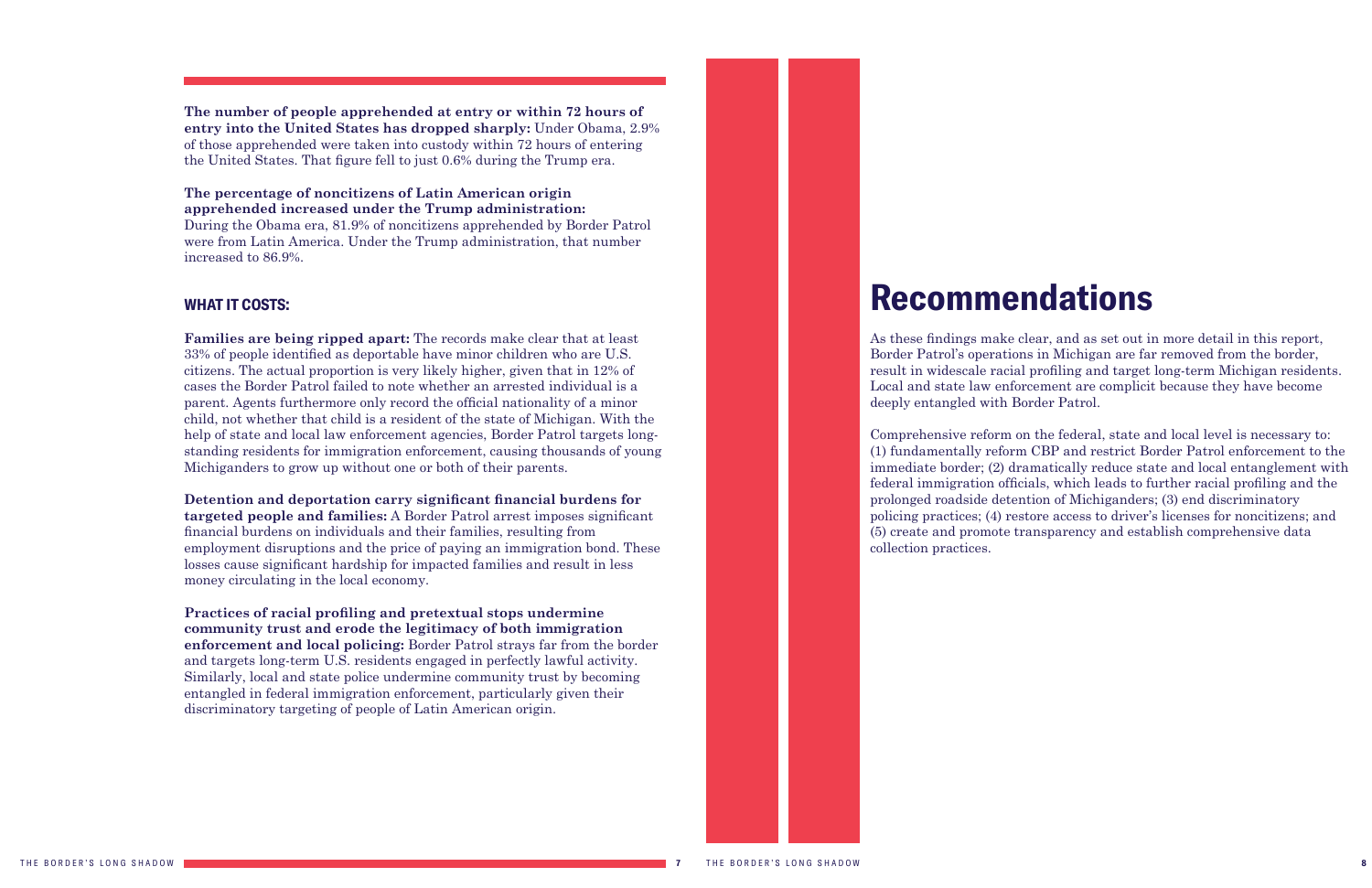**The number of people apprehended at entry or within 72 hours of entry into the United States has dropped sharply:** Under Obama, 2.9% of those apprehended were taken into custody within 72 hours of entering the United States. That figure fell to just 0.6% during the Trump era.

**The percentage of noncitizens of Latin American origin apprehended increased under the Trump administration:** During the Obama era, 81.9% of noncitizens apprehended by Border Patrol were from Latin America. Under the Trump administration, that number increased to 86.9%.

### WHAT IT COSTS:

**Families are being ripped apart:** The records make clear that at least 33% of people identified as deportable have minor children who are U.S. citizens. The actual proportion is very likely higher, given that in 12% of cases the Border Patrol failed to note whether an arrested individual is a parent. Agents furthermore only record the official nationality of a minor child, not whether that child is a resident of the state of Michigan. With the help of state and local law enforcement agencies, Border Patrol targets long-standing residents for immigration enforcement, causing thousands of young Michiganders to grow up without one or both of their parents.

**Detention and deportation carry significant financial burdens for targeted people and families:** A Border Patrol arrest imposes significant financial burdens on individuals and their families, resulting from employment disruptions and the price of paying an immigration bond. These losses cause significant hardship for impacted families and result in less money circulating in the local economy.

**Practices of racial profiling and pretextual stops undermine community trust and erode the legitimacy of both immigration enforcement and local policing:** Border Patrol strays far from the border and targets long-term U.S. residents engaged in perfectly lawful activity. Similarly, local and state police undermine community trust by becoming entangled in federal immigration enforcement, particularly given their discriminatory targeting of people of Latin American origin.

# Recommendations

As these findings make clear, and as set out in more detail in this report, Border Patrol's operations in Michigan are far removed from the border, result in widescale racial profiling and target long-term Michigan residents. Local and state law enforcement are complicit because they have become deeply entangled with Border Patrol.

Comprehensive reform on the federal, state and local level is necessary to: (1) fundamentally reform CBP and restrict Border Patrol enforcement to the immediate border; (2) dramatically reduce state and local entanglement with federal immigration officials, which leads to further racial profiling and the prolonged roadside detention of Michiganders; (3) end discriminatory policing practices; (4) restore access to driver's licenses for noncitizens; and (5) create and promote transparency and establish comprehensive data collection practices.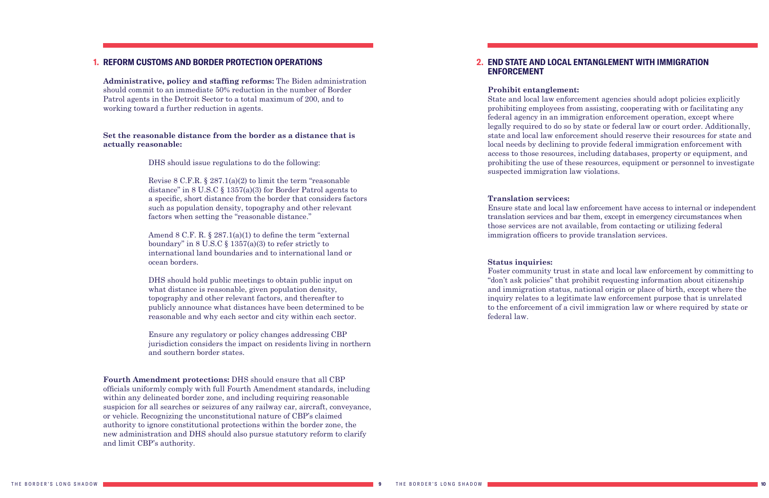## 1. REFORM CUSTOMS AND BORDER PROTECTION OPERATIONS

**Administrative, policy and staffing reforms:** The Biden administration should commit to an immediate 50% reduction in the number of Border Patrol agents in the Detroit Sector to a total maximum of 200, and to working toward a further reduction in agents.

**Set the reasonable distance from the border as a distance that is actually reasonable:**

DHS should issue regulations to do the following:

Revise 8 C.F.R. § 287.1(a)(2) to limit the term "reasonable distance" in 8 U.S.C § 1357(a)(3) for Border Patrol agents to a specific, short distance from the border that considers factors such as population density, topography and other relevant factors when setting the "reasonable distance."

Amend 8 C.F. R. § 287.1(a)(1) to define the term "external boundary" in 8 U.S.C § 1357(a)(3) to refer strictly to international land boundaries and to international land or ocean borders.

DHS should hold public meetings to obtain public input on what distance is reasonable, given population density, topography and other relevant factors, and thereafter to publicly announce what distances have been determined to be reasonable and why each sector and city within each sector.

Ensure any regulatory or policy changes addressing CBP jurisdiction considers the impact on residents living in northern and southern border states.

**Fourth Amendment protections:** DHS should ensure that all CBP officials uniformly comply with full Fourth Amendment standards, including within any delineated border zone, and including requiring reasonable suspicion for all searches or seizures of any railway car, aircraft, conveyance, or vehicle. Recognizing the unconstitutional nature of CBP's claimed authority to ignore constitutional protections within the border zone, the new administration and DHS should also pursue statutory reform to clarify and limit CBP's authority.

## 2. END STATE AND LOCAL ENTANGLEMENT WITH IMMIGRATION ENFORCEMENT

**Prohibit entanglement:**
State and local law enforcement agencies should adopt policies explicitly prohibiting employees from assisting, cooperating with or facilitating any federal agency in an immigration enforcement operation, except where legally required to do so by state or federal law or court order. Additionally, state and local law enforcement should reserve their resources for state and local needs by declining to provide federal immigration enforcement with access to those resources, including databases, property or equipment, and prohibiting the use of these resources, equipment or personnel to investigate suspected immigration law violations.

**Translation services:**
Ensure state and local law enforcement have access to internal or independent translation services and bar them, except in emergency circumstances when those services are not available, from contacting or utilizing federal immigration officers to provide translation services.

**Status inquiries:**
Foster community trust in state and local law enforcement by committing to "don't ask policies" that prohibit requesting information about citizenship and immigration status, national origin or place of birth, except where the inquiry relates to a legitimate law enforcement purpose that is unrelated to the enforcement of a civil immigration law or where required by state or federal law.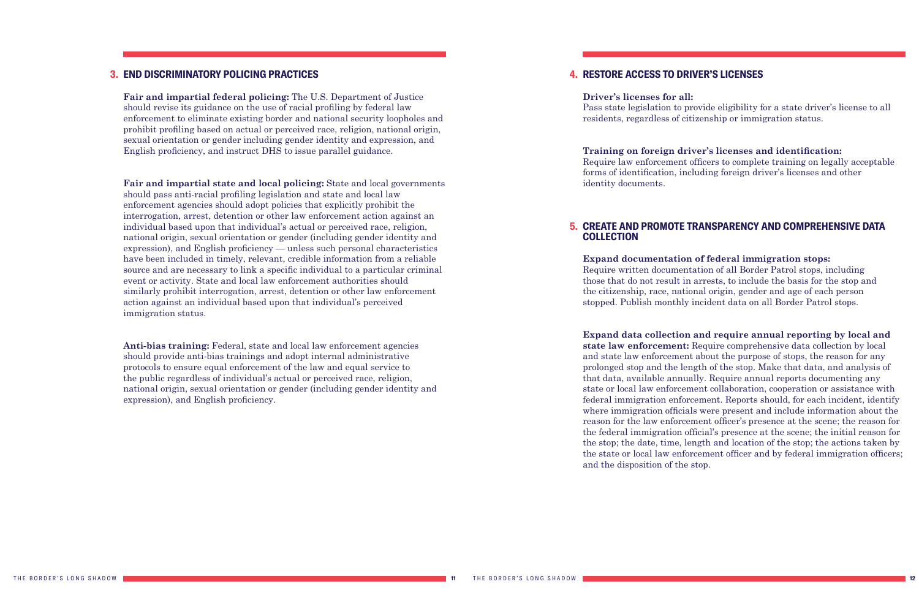## 3. END DISCRIMINATORY POLICING PRACTICES

**Fair and impartial federal policing:** The U.S. Department of Justice should revise its guidance on the use of racial profiling by federal law enforcement to eliminate existing border and national security loopholes and prohibit profiling based on actual or perceived race, religion, national origin, sexual orientation or gender including gender identity and expression, and English proficiency, and instruct DHS to issue parallel guidance.

**Fair and impartial state and local policing:** State and local governments should pass anti-racial profiling legislation and state and local law enforcement agencies should adopt policies that explicitly prohibit the interrogation, arrest, detention or other law enforcement action against an individual based upon that individual's actual or perceived race, religion, national origin, sexual orientation or gender (including gender identity and expression), and English proficiency — unless such personal characteristics have been included in timely, relevant, credible information from a reliable source and are necessary to link a specific individual to a particular criminal event or activity. State and local law enforcement authorities should similarly prohibit interrogation, arrest, detention or other law enforcement action against an individual based upon that individual's perceived immigration status.

**Anti-bias training:** Federal, state and local law enforcement agencies should provide anti-bias trainings and adopt internal administrative protocols to ensure equal enforcement of the law and equal service to the public regardless of individual's actual or perceived race, religion, national origin, sexual orientation or gender (including gender identity and expression), and English proficiency.

## 4. RESTORE ACCESS TO DRIVER'S LICENSES

**Driver's licenses for all:**
Pass state legislation to provide eligibility for a state driver's license to all residents, regardless of citizenship or immigration status.

**Training on foreign driver's licenses and identification:**
Require law enforcement officers to complete training on legally acceptable forms of identification, including foreign driver's licenses and other identity documents.

## 5. CREATE AND PROMOTE TRANSPARENCY AND COMPREHENSIVE DATA COLLECTION

**Expand documentation of federal immigration stops:**
Require written documentation of all Border Patrol stops, including those that do not result in arrests, to include the basis for the stop and the citizenship, race, national origin, gender and age of each person stopped. Publish monthly incident data on all Border Patrol stops.

**Expand data collection and require annual reporting by local and state law enforcement:** Require comprehensive data collection by local and state law enforcement about the purpose of stops, the reason for any prolonged stop and the length of the stop. Make that data, and analysis of that data, available annually. Require annual reports documenting any state or local law enforcement collaboration, cooperation or assistance with federal immigration enforcement. Reports should, for each incident, identify where immigration officials were present and include information about the reason for the law enforcement officer's presence at the scene; the reason for the federal immigration official's presence at the scene; the initial reason for the stop; the date, time, length and location of the stop; the actions taken by the state or local law enforcement officer and by federal immigration officers; and the disposition of the stop.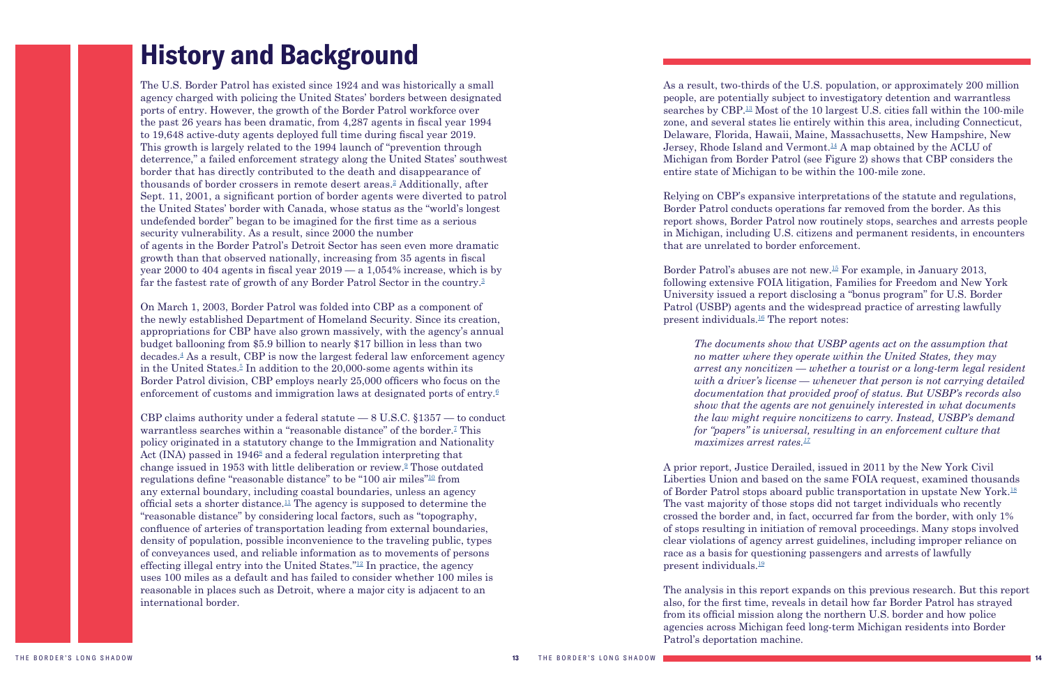# History and Background

The U.S. Border Patrol has existed since 1924 and was historically a small agency charged with policing the United States' borders between designated ports of entry. However, the growth of the Border Patrol workforce over the past 26 years has been dramatic, from 4,287 agents in fiscal year 1994 to 19,648 active-duty agents deployed full time during fiscal year 2019. This growth is largely related to the 1994 launch of "prevention through deterrence," a failed enforcement strategy along the United States' southwest border that has directly contributed to the death and disappearance of thousands of border crossers in remote desert areas.[2] Additionally, after Sept. 11, 2001, a significant portion of border agents were diverted to patrol the United States' border with Canada, whose status as the "world's longest undefended border" began to be imagined for the first time as a serious security vulnerability. As a result, since 2000 the number of agents in the Border Patrol's Detroit Sector has seen even more dramatic growth than that observed nationally, increasing from 35 agents in fiscal year 2000 to 404 agents in fiscal year 2019 — a 1,054% increase, which is by far the fastest rate of growth of any Border Patrol Sector in the country.[3]

On March 1, 2003, Border Patrol was folded into CBP as a component of the newly established Department of Homeland Security. Since its creation, appropriations for CBP have also grown massively, with the agency's annual budget ballooning from $5.9 billion to nearly $17 billion in less than two decades.[4] As a result, CBP is now the largest federal law enforcement agency in the United States.[5] In addition to the 20,000-some agents within its Border Patrol division, CBP employs nearly 25,000 officers who focus on the enforcement of customs and immigration laws at designated ports of entry.[6]

CBP claims authority under a federal statute — 8 U.S.C. §1357 — to conduct warrantless searches within a "reasonable distance" of the border.[7] This policy originated in a statutory change to the Immigration and Nationality Act (INA) passed in 1946[8] and a federal regulation interpreting that change issued in 1953 with little deliberation or review.[9] Those outdated regulations define "reasonable distance" to be "100 air miles"[10] from any external boundary, including coastal boundaries, unless an agency official sets a shorter distance.[11] The agency is supposed to determine the "reasonable distance" by considering local factors, such as "topography, confluence of arteries of transportation leading from external boundaries, density of population, possible inconvenience to the traveling public, types of conveyances used, and reliable information as to movements of persons effecting illegal entry into the United States."[12] In practice, the agency uses 100 miles as a default and has failed to consider whether 100 miles is reasonable in places such as Detroit, where a major city is adjacent to an international border.

As a result, two-thirds of the U.S. population, or approximately 200 million people, are potentially subject to investigatory detention and warrantless searches by CBP.[13] Most of the 10 largest U.S. cities fall within the 100-mile zone, and several states lie entirely within this area, including Connecticut, Delaware, Florida, Hawaii, Maine, Massachusetts, New Hampshire, New Jersey, Rhode Island and Vermont.[14] A map obtained by the ACLU of Michigan from Border Patrol (see Figure 2) shows that CBP considers the entire state of Michigan to be within the 100-mile zone.

Relying on CBP's expansive interpretations of the statute and regulations, Border Patrol conducts operations far removed from the border. As this report shows, Border Patrol now routinely stops, searches and arrests people in Michigan, including U.S. citizens and permanent residents, in encounters that are unrelated to border enforcement.

Border Patrol's abuses are not new.[15] For example, in January 2013, following extensive FOIA litigation, Families for Freedom and New York University issued a report disclosing a "bonus program" for U.S. Border Patrol (USBP) agents and the widespread practice of arresting lawfully present individuals.[16] The report notes:

> *The documents show that USBP agents act on the assumption that no matter where they operate within the United States, they may arrest any noncitizen — whether a tourist or a long-term legal resident with a driver's license — whenever that person is not carrying detailed documentation that proved proof of status. But USBP's records also show that the agents are not genuinely interested in what documents the law might require noncitizens to carry. Instead, USBP's demand for "papers" is universal, resulting in an enforcement culture that maximizes arrest rates.*[17]

A prior report, Justice Derailed, issued in 2011 by the New York Civil Liberties Union and based on the same FOIA request, examined thousands of Border Patrol stops aboard public transportation in upstate New York.[18] The vast majority of those stops did not target individuals who recently crossed the border and, in fact, occurred far from the border, with only 1% of stops resulting in initiation of removal proceedings. Many stops involved clear violations of agency arrest guidelines, including improper reliance on race as a basis for questioning passengers and arrests of lawfully present individuals.[19]

The analysis in this report expands on this previous research. But this report also, for the first time, reveals in detail how far Border Patrol has strayed from its official mission along the northern U.S. border and how police agencies across Michigan feed long-term Michigan residents into Border Patrol's deportation machine.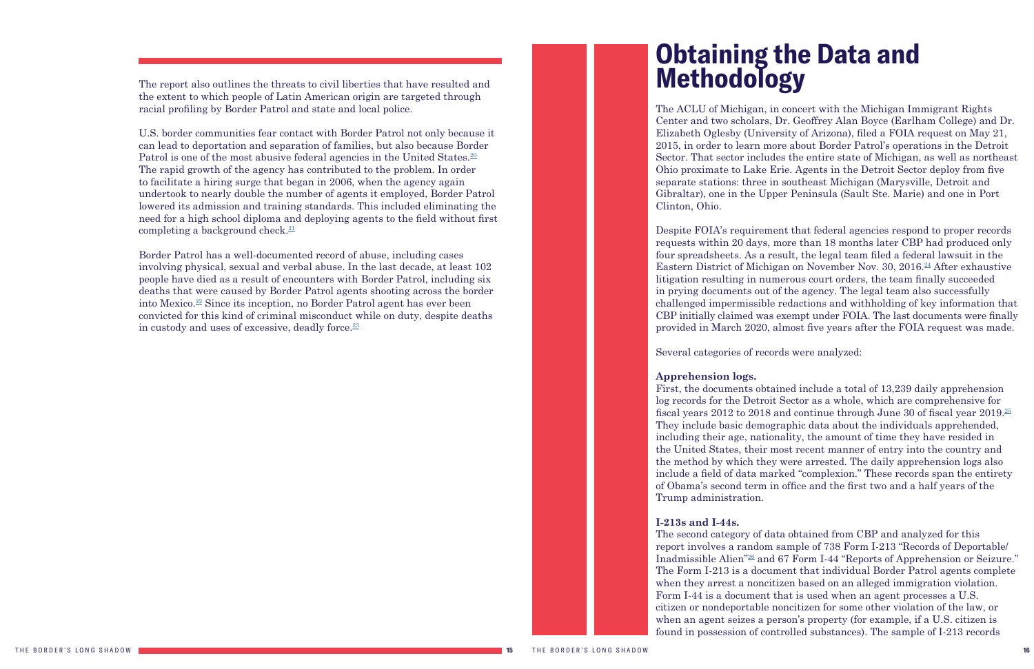The report also outlines the threats to civil liberties that have resulted and the extent to which people of Latin American origin are targeted through racial profiling by Border Patrol and state and local police.

U.S. border communities fear contact with Border Patrol not only because it can lead to deportation and separation of families, but also because Border Patrol is one of the most abusive federal agencies in the United States.[20] The rapid growth of the agency has contributed to the problem. In order to facilitate a hiring surge that began in 2006, when the agency again undertook to nearly double the number of agents it employed, Border Patrol lowered its admission and training standards. This included eliminating the need for a high school diploma and deploying agents to the field without first completing a background check.[21]

Border Patrol has a well-documented record of abuse, including cases involving physical, sexual and verbal abuse. In the last decade, at least 102 people have died as a result of encounters with Border Patrol, including six deaths that were caused by Border Patrol agents shooting across the border into Mexico.[22] Since its inception, no Border Patrol agent has ever been convicted for this kind of criminal misconduct while on duty, despite deaths in custody and uses of excessive, deadly force.[23]

# Obtaining the Data and Methodology

The ACLU of Michigan, in concert with the Michigan Immigrant Rights Center and two scholars, Dr. Geoffrey Alan Boyce (Earlham College) and Dr. Elizabeth Oglesby (University of Arizona), filed a FOIA request on May 21, 2015, in order to learn more about Border Patrol's operations in the Detroit Sector. That sector includes the entire state of Michigan, as well as northeast Ohio proximate to Lake Erie. Agents in the Detroit Sector deploy from five separate stations: three in southeast Michigan (Marysville, Detroit and Gibraltar), one in the Upper Peninsula (Sault Ste. Marie) and one in Port Clinton, Ohio.

Despite FOIA's requirement that federal agencies respond to proper records requests within 20 days, more than 18 months later CBP had produced only four spreadsheets. As a result, the legal team filed a federal lawsuit in the Eastern District of Michigan on November Nov. 30, 2016.[24] After exhaustive litigation resulting in numerous court orders, the team finally succeeded in prying documents out of the agency. The legal team also successfully challenged impermissible redactions and withholding of key information that CBP initially claimed was exempt under FOIA. The last documents were finally provided in March 2020, almost five years after the FOIA request was made.

Several categories of records were analyzed:

**Apprehension logs.**
First, the documents obtained include a total of 13,239 daily apprehension log records for the Detroit Sector as a whole, which are comprehensive for fiscal years 2012 to 2018 and continue through June 30 of fiscal year 2019.[25] They include basic demographic data about the individuals apprehended, including their age, nationality, the amount of time they have resided in the United States, their most recent manner of entry into the country and the method by which they were arrested. The daily apprehension logs also include a field of data marked "complexion." These records span the entirety of Obama's second term in office and the first two and a half years of the Trump administration.

**I-213s and I-44s.**
The second category of data obtained from CBP and analyzed for this report involves a random sample of 738 Form I-213 "Records of Deportable/Inadmissible Alien"[26] and 67 Form I-44 "Reports of Apprehension or Seizure." The Form I-213 is a document that individual Border Patrol agents complete when they arrest a noncitizen based on an alleged immigration violation. Form I-44 is a document that is used when an agent processes a U.S. citizen or nondeportable noncitizen for some other violation of the law, or when an agent seizes a person's property (for example, if a U.S. citizen is found in possession of controlled substances). The sample of I-213 records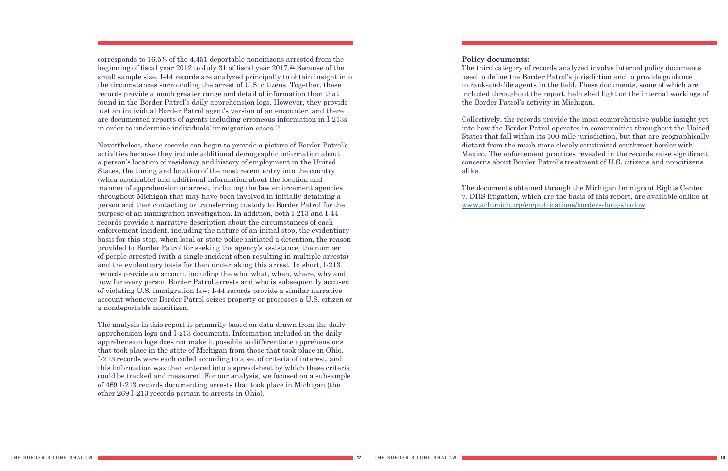corresponds to 16.5% of the 4,451 deportable noncitizens arrested from the beginning of fiscal year 2012 to July 31 of fiscal year 2017.[27] Because of the small sample size, I-44 records are analyzed principally to obtain insight into the circumstances surrounding the arrest of U.S. citizens. Together, these records provide a much greater range and detail of information than that found in the Border Patrol's daily apprehension logs. However, they provide just an individual Border Patrol agent's version of an encounter, and there are documented reports of agents including erroneous information in I-213s in order to undermine individuals' immigration cases.[28]

Nevertheless, these records can begin to provide a picture of Border Patrol's activities because they include additional demographic information about a person's location of residency and history of employment in the United States, the timing and location of the most recent entry into the country (when applicable) and additional information about the location and manner of apprehension or arrest, including the law enforcement agencies throughout Michigan that may have been involved in initially detaining a person and then contacting or transferring custody to Border Patrol for the purpose of an immigration investigation. In addition, both I-213 and I-44 records provide a narrative description about the circumstances of each enforcement incident, including the nature of an initial stop, the evidentiary basis for this stop, when local or state police initiated a detention, the reason provided to Border Patrol for seeking the agency's assistance, the number of people arrested (with a single incident often resulting in multiple arrests) and the evidentiary basis for then undertaking this arrest. In short, I-213 records provide an account including the who, what, when, where, why and how for every person Border Patrol arrests and who is subsequently accused of violating U.S. immigration law; I-44 records provide a similar narrative account whenever Border Patrol seizes property or processes a U.S. citizen or a nondeportable noncitizen.

The analysis in this report is primarily based on data drawn from the daily apprehension logs and I-213 documents. Information included in the daily apprehension logs does not make it possible to differentiate apprehensions that took place in the state of Michigan from those that took place in Ohio. I-213 records were each coded according to a set of criteria of interest, and this information was then entered into a spreadsheet by which these criteria could be tracked and measured. For our analysis, we focused on a subsample of 469 I-213 records documenting arrests that took place in Michigan (the other 269 I-213 records pertain to arrests in Ohio).

**Policy documents:**
The third category of records analyzed involve internal policy documents used to define the Border Patrol's jurisdiction and to provide guidance to rank-and-file agents in the field. These documents, some of which are included throughout the report, help shed light on the internal workings of the Border Patrol's activity in Michigan.

Collectively, the records provide the most comprehensive public insight yet into how the Border Patrol operates in communities throughout the United States that fall within its 100-mile jurisdiction, but that are geographically distant from the much more closely scrutinized southwest border with Mexico. The enforcement practices revealed in the records raise significant concerns about Border Patrol's treatment of U.S. citizens and noncitizens alike.

The documents obtained through the Michigan Immigrant Rights Center v. DHS litigation, which are the basis of this report, are available online at www.aclumich.org/en/publications/borders-long-shadow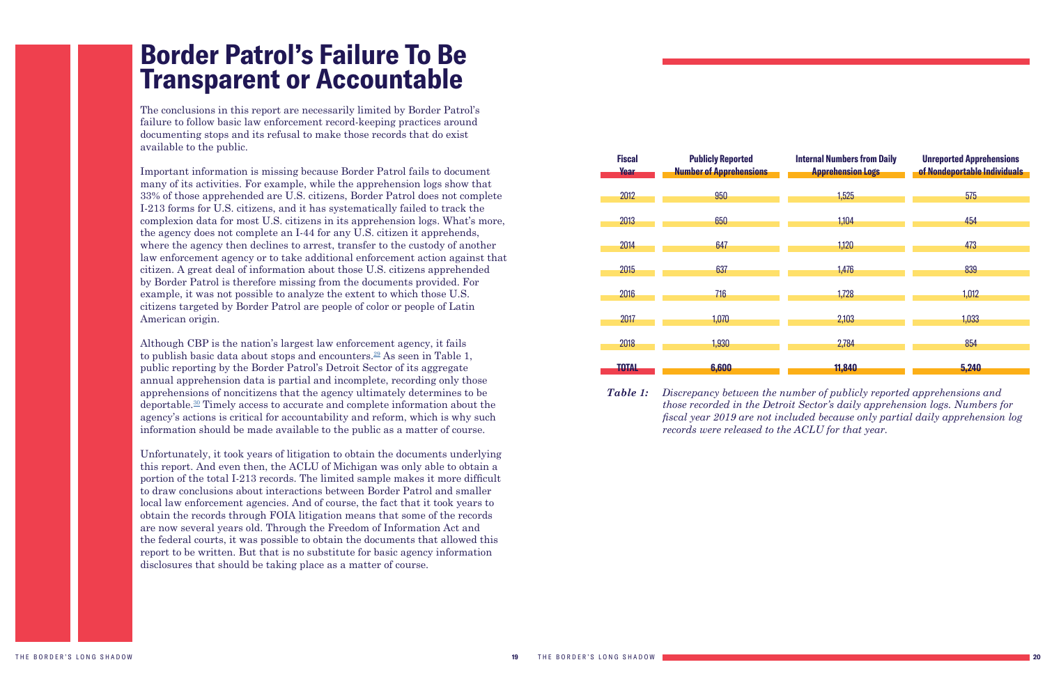# Border Patrol's Failure To Be Transparent or Accountable

The conclusions in this report are necessarily limited by Border Patrol's failure to follow basic law enforcement record-keeping practices around documenting stops and its refusal to make those records that do exist available to the public.

Important information is missing because Border Patrol fails to document many of its activities. For example, while the apprehension logs show that 33% of those apprehended are U.S. citizens, Border Patrol does not complete I-213 forms for U.S. citizens, and it has systematically failed to track the complexion data for most U.S. citizens in its apprehension logs. What's more, the agency does not complete an I-44 for any U.S. citizen it apprehends, where the agency then declines to arrest, transfer to the custody of another law enforcement agency or to take additional enforcement action against that citizen. A great deal of information about those U.S. citizens apprehended by Border Patrol is therefore missing from the documents provided. For example, it was not possible to analyze the extent to which those U.S. citizens targeted by Border Patrol are people of color or people of Latin American origin.

Although CBP is the nation's largest law enforcement agency, it fails to publish basic data about stops and encounters.[29] As seen in Table 1, public reporting by the Border Patrol's Detroit Sector of its aggregate annual apprehension data is partial and incomplete, recording only those apprehensions of noncitizens that the agency ultimately determines to be deportable.[30] Timely access to accurate and complete information about the agency's actions is critical for accountability and reform, which is why such information should be made available to the public as a matter of course.

Unfortunately, it took years of litigation to obtain the documents underlying this report. And even then, the ACLU of Michigan was only able to obtain a portion of the total I-213 records. The limited sample makes it more difficult to draw conclusions about interactions between Border Patrol and smaller local law enforcement agencies. And of course, the fact that it took years to obtain the records through FOIA litigation means that some of the records are now several years old. Through the Freedom of Information Act and the federal courts, it was possible to obtain the documents that allowed this report to be written. But that is no substitute for basic agency information disclosures that should be taking place as a matter of course.

| Fiscal Year | Publicly Reported Number of Apprehensions | Internal Numbers from Daily Apprehension Logs | Unreported Apprehensions of Nondeportable Individuals |
|---|---|---|---|
| 2012 | 950 | 1,525 | 575 |
| 2013 | 650 | 1,104 | 454 |
| 2014 | 647 | 1,120 | 473 |
| 2015 | 637 | 1,476 | 839 |
| 2016 | 716 | 1,728 | 1,012 |
| 2017 | 1,070 | 2,103 | 1,033 |
| 2018 | 1,930 | 2,784 | 854 |
| **TOTAL** | **6,600** | **11,840** | **5,240** |

***Table 1:*** *Discrepancy between the number of publicly reported apprehensions and those recorded in the Detroit Sector's daily apprehension logs. Numbers for fiscal year 2019 are not included because only partial daily apprehension log records were released to the ACLU for that year.*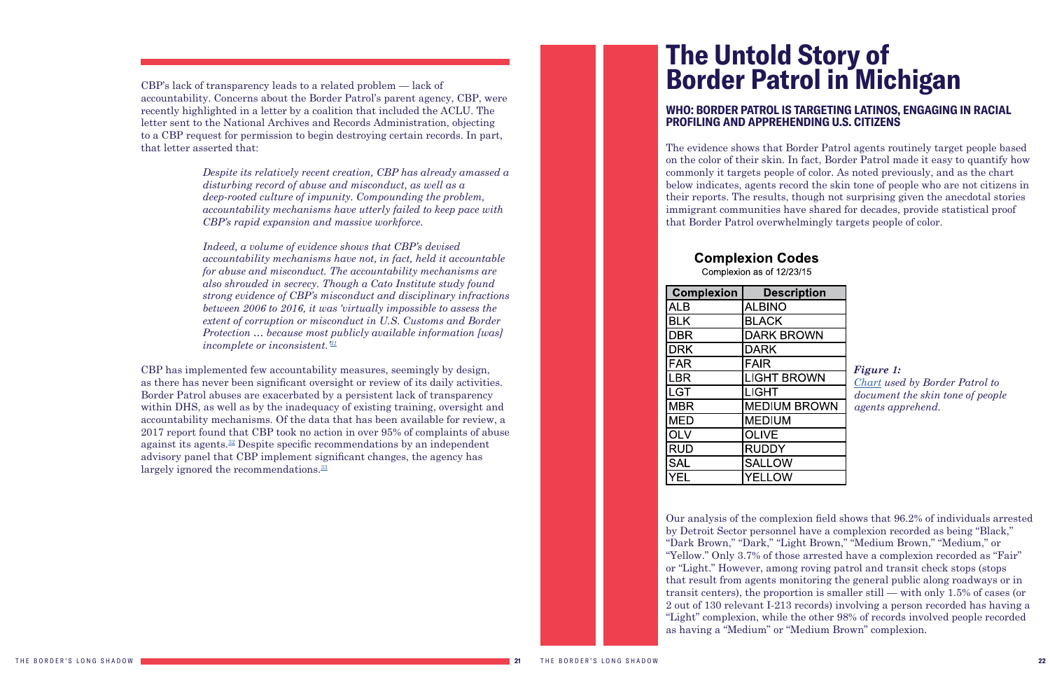CBP's lack of transparency leads to a related problem — lack of accountability. Concerns about the Border Patrol's parent agency, CBP, were recently highlighted in a letter by a coalition that included the ACLU. The letter sent to the National Archives and Records Administration, objecting to a CBP request for permission to begin destroying certain records. In part, that letter asserted that:

> *Despite its relatively recent creation, CBP has already amassed a disturbing record of abuse and misconduct, as well as a deep-rooted culture of impunity. Compounding the problem, accountability mechanisms have utterly failed to keep pace with CBP's rapid expansion and massive workforce.*
>
> *Indeed, a volume of evidence shows that CBP's devised accountability mechanisms have not, in fact, held it accountable for abuse and misconduct. The accountability mechanisms are also shrouded in secrecy. Though a Cato Institute study found strong evidence of CBP's misconduct and disciplinary infractions between 2006 to 2016, it was 'virtually impossible to assess the extent of corruption or misconduct in U.S. Customs and Border Protection … because most publicly available information [was] incomplete or inconsistent.'*[31]

CBP has implemented few accountability measures, seemingly by design, as there has never been significant oversight or review of its daily activities. Border Patrol abuses are exacerbated by a persistent lack of transparency within DHS, as well as by the inadequacy of existing training, oversight and accountability mechanisms. Of the data that has been available for review, a 2017 report found that CBP took no action in over 95% of complaints of abuse against its agents.[32] Despite specific recommendations by an independent advisory panel that CBP implement significant changes, the agency has largely ignored the recommendations.[33]

# The Untold Story of Border Patrol in Michigan

## WHO: BORDER PATROL IS TARGETING LATINOS, ENGAGING IN RACIAL PROFILING AND APPREHENDING U.S. CITIZENS

The evidence shows that Border Patrol agents routinely target people based on the color of their skin. In fact, Border Patrol made it easy to quantify how commonly it targets people of color. As noted previously, and as the chart below indicates, agents record the skin tone of people who are not citizens in their reports. The results, though not surprising given the anecdotal stories immigrant communities have shared for decades, provide statistical proof that Border Patrol overwhelmingly targets people of color.

**Complexion Codes**

Complexion as of 12/23/15

| Complexion | Description |
|---|---|
| ALB | ALBINO |
| BLK | BLACK |
| DBR | DARK BROWN |
| DRK | DARK |
| FAR | FAIR |
| LBR | LIGHT BROWN |
| LGT | LIGHT |
| MBR | MEDIUM BROWN |
| MED | MEDIUM |
| OLV | OLIVE |
| RUD | RUDDY |
| SAL | SALLOW |
| YEL | YELLOW |

***Figure 1:*** *Chart used by Border Patrol to document the skin tone of people agents apprehend.*

Our analysis of the complexion field shows that 96.2% of individuals arrested by Detroit Sector personnel have a complexion recorded as being "Black," "Dark Brown," "Dark," "Light Brown," "Medium Brown," "Medium," or "Yellow." Only 3.7% of those arrested have a complexion recorded as "Fair" or "Light." However, among roving patrol and transit check stops (stops that result from agents monitoring the general public along roadways or in transit centers), the proportion is smaller still — with only 1.5% of cases (or 2 out of 130 relevant I-213 records) involving a person recorded has having a "Light" complexion, while the other 98% of records involved people recorded as having a "Medium" or "Medium Brown" complexion.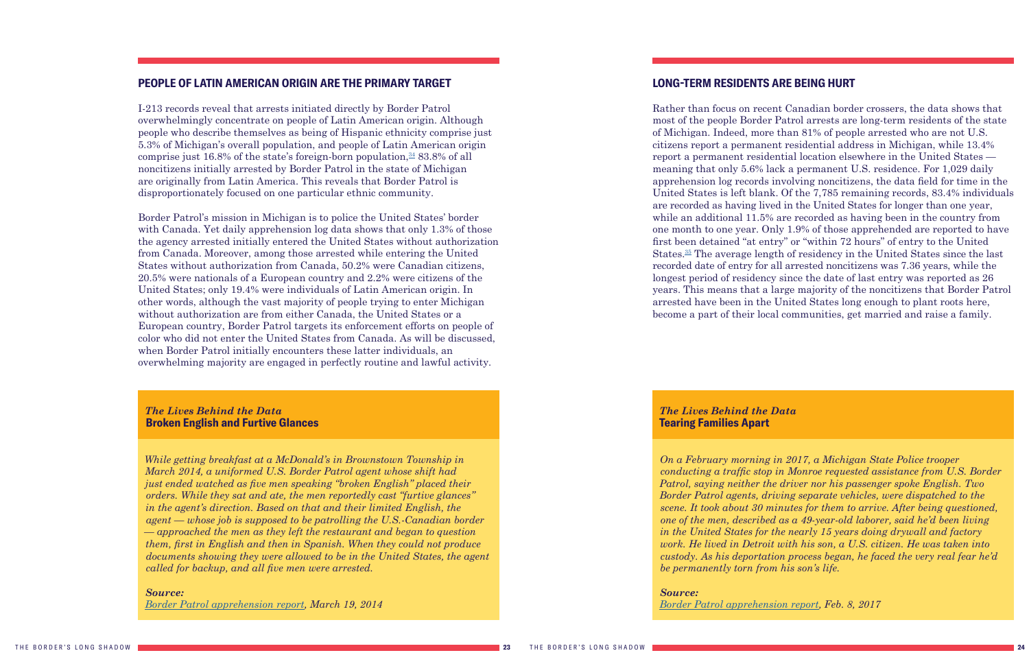## PEOPLE OF LATIN AMERICAN ORIGIN ARE THE PRIMARY TARGET

I-213 records reveal that arrests initiated directly by Border Patrol overwhelmingly concentrate on people of Latin American origin. Although people who describe themselves as being of Hispanic ethnicity comprise just 5.3% of Michigan's overall population, and people of Latin American origin comprise just 16.8% of the state's foreign-born population,[34] 83.8% of all noncitizens initially arrested by Border Patrol in the state of Michigan are originally from Latin America. This reveals that Border Patrol is disproportionately focused on one particular ethnic community.

Border Patrol's mission in Michigan is to police the United States' border with Canada. Yet daily apprehension log data shows that only 1.3% of those the agency arrested initially entered the United States without authorization from Canada. Moreover, among those arrested while entering the United States without authorization from Canada, 50.2% were Canadian citizens, 20.5% were nationals of a European country and 2.2% were citizens of the United States; only 19.4% were individuals of Latin American origin. In other words, although the vast majority of people trying to enter Michigan without authorization are from either Canada, the United States or a European country, Border Patrol targets its enforcement efforts on people of color who did not enter the United States from Canada. As will be discussed, when Border Patrol initially encounters these latter individuals, an overwhelming majority are engaged in perfectly routine and lawful activity.

### *The Lives Behind the Data*
### Broken English and Furtive Glances

*While getting breakfast at a McDonald's in Brownstown Township in March 2014, a uniformed U.S. Border Patrol agent whose shift had just ended watched as five men speaking "broken English" placed their orders. While they sat and ate, the men reportedly cast "furtive glances" in the agent's direction. Based on that and their limited English, the agent — whose job is supposed to be patrolling the U.S.-Canadian border — approached the men as they left the restaurant and began to question them, first in English and then in Spanish. When they could not produce documents showing they were allowed to be in the United States, the agent called for backup, and all five men were arrested.*

***Source:***
*Border Patrol apprehension report, March 19, 2014*

## LONG-TERM RESIDENTS ARE BEING HURT

Rather than focus on recent Canadian border crossers, the data shows that most of the people Border Patrol arrests are long-term residents of the state of Michigan. Indeed, more than 81% of people arrested who are not U.S. citizens report a permanent residential address in Michigan, while 13.4% report a permanent residential location elsewhere in the United States — meaning that only 5.6% lack a permanent U.S. residence. For 1,029 daily apprehension log records involving noncitizens, the data field for time in the United States is left blank. Of the 7,785 remaining records, 83.4% individuals are recorded as having lived in the United States for longer than one year, while an additional 11.5% are recorded as having been in the country from one month to one year. Only 1.9% of those apprehended are reported to have first been detained "at entry" or "within 72 hours" of entry to the United States.[35] The average length of residency in the United States since the last recorded date of entry for all arrested noncitizens was 7.36 years, while the longest period of residency since the date of last entry was reported as 26 years. This means that a large majority of the noncitizens that Border Patrol arrested have been in the United States long enough to plant roots here, become a part of their local communities, get married and raise a family.

### *The Lives Behind the Data*
### Tearing Families Apart

*On a February morning in 2017, a Michigan State Police trooper conducting a traffic stop in Monroe requested assistance from U.S. Border Patrol, saying neither the driver nor his passenger spoke English. Two Border Patrol agents, driving separate vehicles, were dispatched to the scene. It took about 30 minutes for them to arrive. After being questioned, one of the men, described as a 49-year-old laborer, said he'd been living in the United States for the nearly 15 years doing drywall and factory work. He lived in Detroit with his son, a U.S. citizen. He was taken into custody. As his deportation process began, he faced the very real fear he'd be permanently torn from his son's life.*

***Source:***
*Border Patrol apprehension report, Feb. 8, 2017*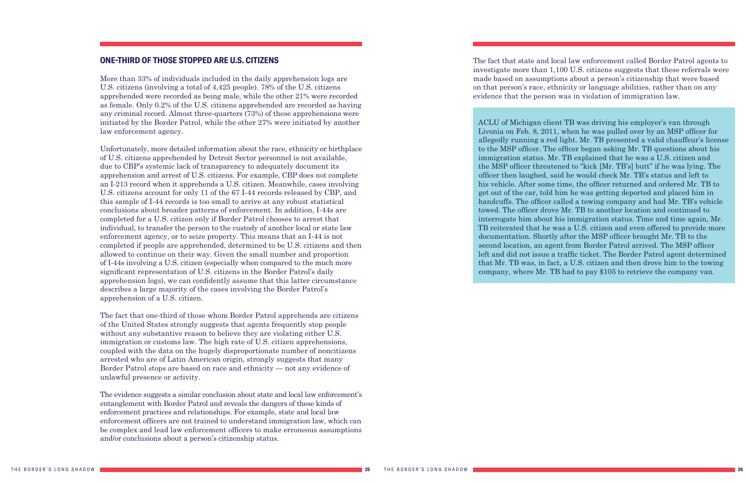## ONE-THIRD OF THOSE STOPPED ARE U.S. CITIZENS

More than 33% of individuals included in the daily apprehension logs are U.S. citizens (involving a total of 4,425 people). 78% of the U.S. citizens apprehended were recorded as being male, while the other 21% were recorded as female. Only 0.2% of the U.S. citizens apprehended are recorded as having any criminal record. Almost three-quarters (73%) of these apprehensions were initiated by the Border Patrol, while the other 27% were initiated by another law enforcement agency.

Unfortunately, more detailed information about the race, ethnicity or birthplace of U.S. citizens apprehended by Detroit Sector personnel is not available, due to CBP's systemic lack of transparency to adequately document its apprehension and arrest of U.S. citizens. For example, CBP does not complete an I-213 record when it apprehends a U.S. citizen. Meanwhile, cases involving U.S. citizens account for only 11 of the 67 I-44 records released by CBP, and this sample of I-44 records is too small to arrive at any robust statistical conclusions about broader patterns of enforcement. In addition, I-44s are completed for a U.S. citizen only if Border Patrol chooses to arrest that individual, to transfer the person to the custody of another local or state law enforcement agency, or to seize property. This means that an I-44 is not completed if people are apprehended, determined to be U.S. citizens and then allowed to continue on their way. Given the small number and proportion of I-44s involving a U.S. citizen (especially when compared to the much more significant representation of U.S. citizens in the Border Patrol's daily apprehension logs), we can confidently assume that this latter circumstance describes a large majority of the cases involving the Border Patrol's apprehension of a U.S. citizen.

The fact that one-third of those whom Border Patrol apprehends are citizens of the United States strongly suggests that agents frequently stop people without any substantive reason to believe they are violating either U.S. immigration or customs law. The high rate of U.S. citizen apprehensions, coupled with the data on the hugely disproportionate number of noncitizens arrested who are of Latin American origin, strongly suggests that many Border Patrol stops are based on race and ethnicity — not any evidence of unlawful presence or activity.

The evidence suggests a similar conclusion about state and local law enforcement's entanglement with Border Patrol and reveals the dangers of these kinds of enforcement practices and relationships. For example, state and local law enforcement officers are not trained to understand immigration law, which can be complex and lead law enforcement officers to make erroneous assumptions and/or conclusions about a person's citizenship status.

The fact that state and local law enforcement called Border Patrol agents to investigate more than 1,100 U.S. citizens suggests that these referrals were made based on assumptions about a person's citizenship that were based on that person's race, ethnicity or language abilities, rather than on any evidence that the person was in violation of immigration law.

> ACLU of Michigan client TB was driving his employer's van through Livonia on Feb. 8, 2011, when he was pulled over by an MSP officer for allegedly running a red light. Mr. TB presented a valid chauffeur's license to the MSP officer. The officer began asking Mr. TB questions about his immigration status. Mr. TB explained that he was a U.S. citizen and the MSP officer threatened to "kick [Mr. TB's] butt" if he was lying. The officer then laughed, said he would check Mr. TB's status and left to his vehicle. After some time, the officer returned and ordered Mr. TB to get out of the car, told him he was getting deported and placed him in handcuffs. The officer called a towing company and had Mr. TB's vehicle towed. The officer drove Mr. TB to another location and continued to interrogate him about his immigration status. Time and time again, Mr. TB reiterated that he was a U.S. citizen and even offered to provide more documentation. Shortly after the MSP officer brought Mr. TB to the second location, an agent from Border Patrol arrived. The MSP officer left and did not issue a traffic ticket. The Border Patrol agent determined that Mr. TB was, in fact, a U.S. citizen and then drove him to the towing company, where Mr. TB had to pay $105 to retrieve the company van.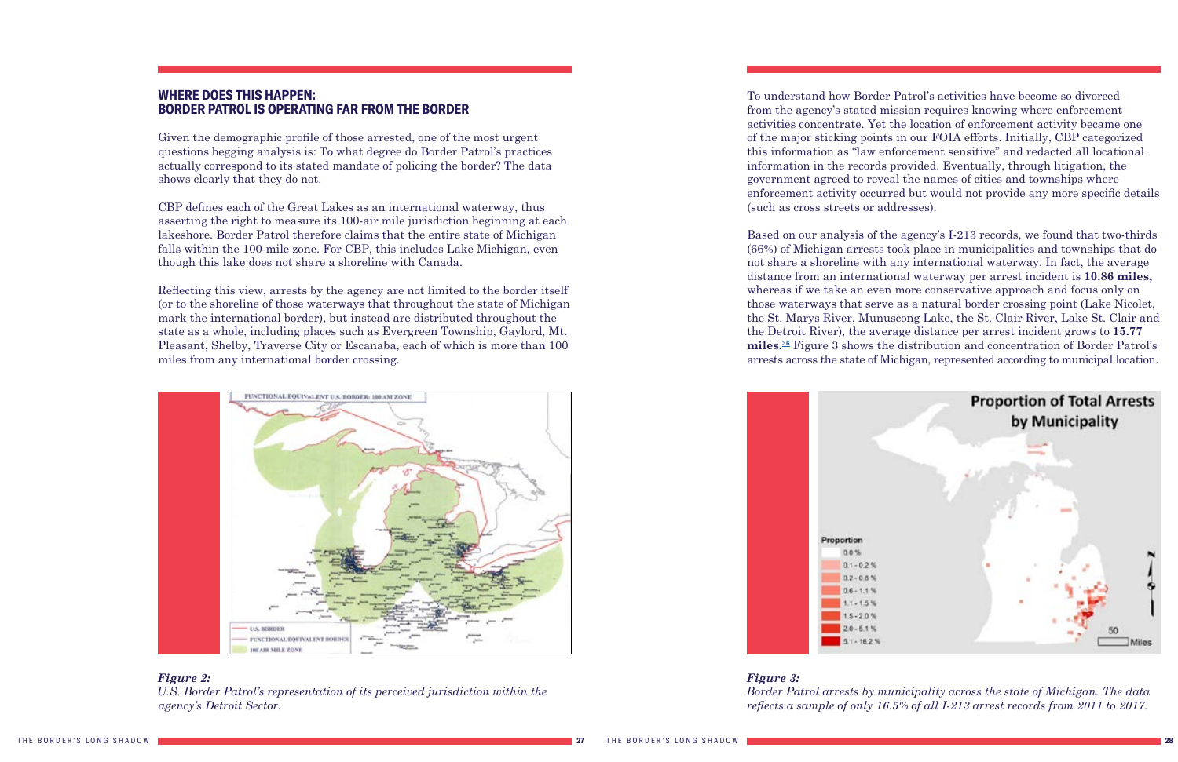## WHERE DOES THIS HAPPEN: BORDER PATROL IS OPERATING FAR FROM THE BORDER

Given the demographic profile of those arrested, one of the most urgent questions begging analysis is: To what degree do Border Patrol's practices actually correspond to its stated mandate of policing the border? The data shows clearly that they do not.

CBP defines each of the Great Lakes as an international waterway, thus asserting the right to measure its 100-air mile jurisdiction beginning at each lakeshore. Border Patrol therefore claims that the entire state of Michigan falls within the 100-mile zone. For CBP, this includes Lake Michigan, even though this lake does not share a shoreline with Canada.

Reflecting this view, arrests by the agency are not limited to the border itself (or to the shoreline of those waterways that throughout the state of Michigan mark the international border), but instead are distributed throughout the state as a whole, including places such as Evergreen Township, Gaylord, Mt. Pleasant, Shelby, Traverse City or Escanaba, each of which is more than 100 miles from any international border crossing.

*Figure 2:*
*U.S. Border Patrol's representation of its perceived jurisdiction within the agency's Detroit Sector.*

To understand how Border Patrol's activities have become so divorced from the agency's stated mission requires knowing where enforcement activities concentrate. Yet the location of enforcement activity became one of the major sticking points in our FOIA efforts. Initially, CBP categorized this information as "law enforcement sensitive" and redacted all locational information in the records provided. Eventually, through litigation, the government agreed to reveal the names of cities and townships where enforcement activity occurred but would not provide any more specific details (such as cross streets or addresses).

Based on our analysis of the agency's I-213 records, we found that two-thirds (66%) of Michigan arrests took place in municipalities and townships that do not share a shoreline with any international waterway. In fact, the average distance from an international waterway per arrest incident is **10.86 miles,** whereas if we take an even more conservative approach and focus only on those waterways that serve as a natural border crossing point (Lake Nicolet, the St. Marys River, Munuscong Lake, the St. Clair River, Lake St. Clair and the Detroit River), the average distance per arrest incident grows to **15.77 miles.**[36] Figure 3 shows the distribution and concentration of Border Patrol's arrests across the state of Michigan, represented according to municipal location.

*Figure 3:*
*Border Patrol arrests by municipality across the state of Michigan. The data reflects a sample of only 16.5% of all I-213 arrest records from 2011 to 2017.*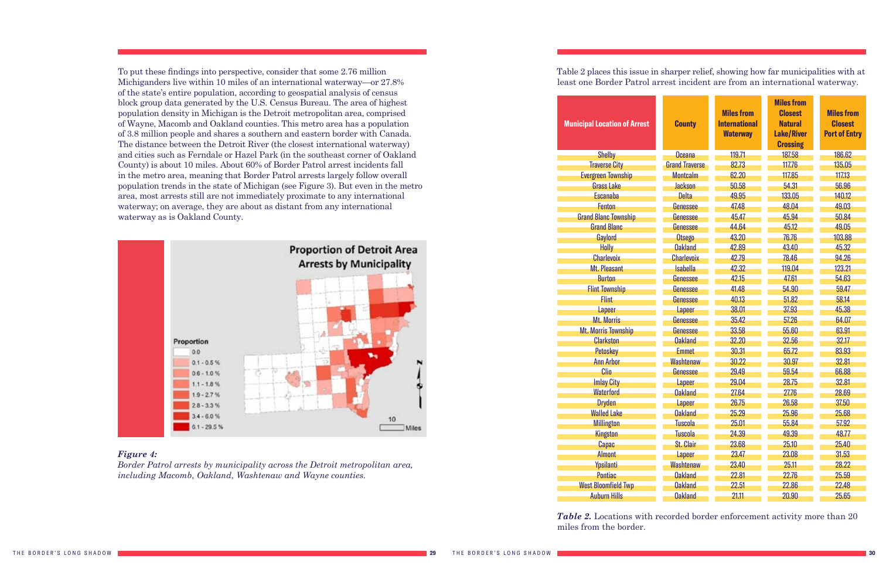To put these findings into perspective, consider that some 2.76 million Michiganders live within 10 miles of an international waterway—or 27.8% of the state's entire population, according to geospatial analysis of census block group data generated by the U.S. Census Bureau. The area of highest population density in Michigan is the Detroit metropolitan area, comprised of Wayne, Macomb and Oakland counties. This metro area has a population of 3.8 million people and shares a southern and eastern border with Canada. The distance between the Detroit River (the closest international waterway) and cities such as Ferndale or Hazel Park (in the southeast corner of Oakland County) is about 10 miles. About 60% of Border Patrol arrest incidents fall in the metro area, meaning that Border Patrol arrests largely follow overall population trends in the state of Michigan (see Figure 3). But even in the metro area, most arrests still are not immediately proximate to any international waterway; on average, they are about as distant from any international waterway as is Oakland County.

*Figure 4:*
*Border Patrol arrests by municipality across the Detroit metropolitan area, including Macomb, Oakland, Washtenaw and Wayne counties.*

Table 2 places this issue in sharper relief, showing how far municipalities with at least one Border Patrol arrest incident are from an international waterway.

| Municipal Location of Arrest | County | Miles from International Waterway | Miles from Closest Natural Lake/River Crossing | Miles from Closest Port of Entry |
|---|---|---|---|---|
| Shelby | Oceana | 119.71 | 187.58 | 186.62 |
| Traverse City | Grand Traverse | 82.73 | 117.76 | 135.05 |
| Evergreen Township | Montcalm | 62.20 | 117.85 | 117.13 |
| Grass Lake | Jackson | 50.58 | 54.31 | 56.96 |
| Escanaba | Delta | 49.95 | 133.05 | 140.12 |
| Fenton | Genessee | 47.48 | 48.04 | 49.03 |
| Grand Blanc Township | Genessee | 45.47 | 45.94 | 50.84 |
| Grand Blanc | Genessee | 44.64 | 45.12 | 49.05 |
| Gaylord | Otsego | 43.20 | 76.76 | 103.88 |
| Holly | Oakland | 42.89 | 43.40 | 45.32 |
| Charlevoix | Charlevoix | 42.79 | 78.46 | 94.26 |
| Mt. Pleasant | Isabella | 42.32 | 119.04 | 123.21 |
| Burton | Genessee | 42.15 | 47.61 | 54.63 |
| Flint Township | Genessee | 41.48 | 54.90 | 59.47 |
| Flint | Genessee | 40.13 | 51.82 | 58.14 |
| Lapeer | Lapeer | 38.01 | 37.93 | 45.38 |
| Mt. Morris | Genessee | 35.42 | 57.26 | 64.07 |
| Mt. Morris Township | Genessee | 33.58 | 55.60 | 63.91 |
| Clarkston | Oakland | 32.20 | 32.56 | 32.17 |
| Petoskey | Emmet | 30.31 | 65.72 | 83.93 |
| Ann Arbor | Washtenaw | 30.22 | 30.97 | 32.81 |
| Clio | Genessee | 29.49 | 59.54 | 66.88 |
| Imlay City | Lapeer | 29.04 | 28.75 | 32.81 |
| Waterford | Oakland | 27.64 | 27.76 | 28.69 |
| Dryden | Lapeer | 26.75 | 26.58 | 37.50 |
| Walled Lake | Oakland | 25.29 | 25.96 | 25.68 |
| Millington | Tuscola | 25.01 | 55.84 | 57.92 |
| Kingston | Tuscola | 24.39 | 49.39 | 48.77 |
| Capac | St. Clair | 23.68 | 25.10 | 25.40 |
| Almont | Lapeer | 23.47 | 23.08 | 31.53 |
| Ypsilanti | Washtenaw | 23.40 | 25.11 | 28.22 |
| Pontiac | Oakland | 22.81 | 22.76 | 25.59 |
| West Bloomfield Twp | Oakland | 22.51 | 22.86 | 22.48 |
| Auburn Hills | Oakland | 21.11 | 20.90 | 25.65 |

***Table 2.*** Locations with recorded border enforcement activity more than 20 miles from the border.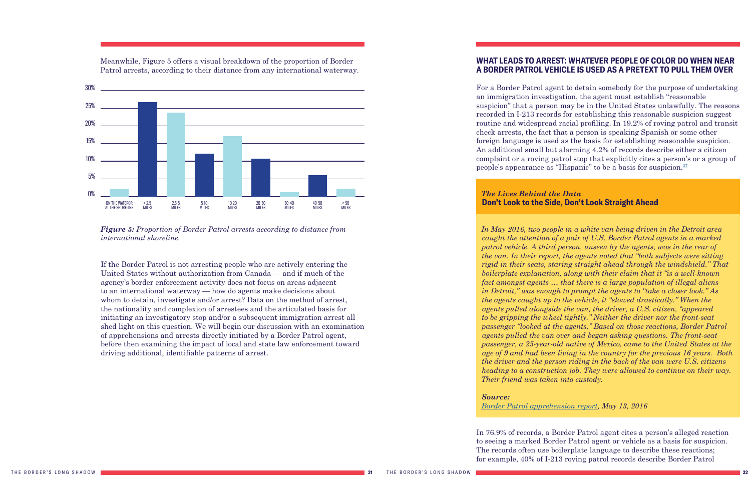Meanwhile, Figure 5 offers a visual breakdown of the proportion of Border Patrol arrests, according to their distance from any international waterway.

*Figure 5: Proportion of Border Patrol arrests according to distance from international shoreline.*

If the Border Patrol is not arresting people who are actively entering the United States without authorization from Canada — and if much of the agency's border enforcement activity does not focus on areas adjacent to an international waterway — how do agents make decisions about whom to detain, investigate and/or arrest? Data on the method of arrest, the nationality and complexion of arrestees and the articulated basis for initiating an investigatory stop and/or a subsequent immigration arrest all shed light on this question. We will begin our discussion with an examination of apprehensions and arrests directly initiated by a Border Patrol agent, before then examining the impact of local and state law enforcement toward driving additional, identifiable patterns of arrest.

## WHAT LEADS TO ARREST: WHATEVER PEOPLE OF COLOR DO WHEN NEAR A BORDER PATROL VEHICLE IS USED AS A PRETEXT TO PULL THEM OVER

For a Border Patrol agent to detain somebody for the purpose of undertaking an immigration investigation, the agent must establish "reasonable suspicion" that a person may be in the United States unlawfully. The reasons recorded in I-213 records for establishing this reasonable suspicion suggest routine and widespread racial profiling. In 19.2% of roving patrol and transit check arrests, the fact that a person is speaking Spanish or some other foreign language is used as the basis for establishing reasonable suspicion. An additional small but alarming 4.2% of records describe either a citizen complaint or a roving patrol stop that explicitly cites a person's or a group of people's appearance as "Hispanic" to be a basis for suspicion.[37]

### *The Lives Behind the Data*
### Don't Look to the Side, Don't Look Straight Ahead

*In May 2016, two people in a white van being driven in the Detroit area caught the attention of a pair of U.S. Border Patrol agents in a marked patrol vehicle. A third person, unseen by the agents, was in the rear of the van. In their report, the agents noted that "both subjects were sitting rigid in their seats, staring straight ahead through the windshield." That boilerplate explanation, along with their claim that it "is a well-known fact amongst agents … that there is a large population of illegal aliens in Detroit," was enough to prompt the agents to "take a closer look." As the agents caught up to the vehicle, it "slowed drastically." When the agents pulled alongside the van, the driver, a U.S. citizen, "appeared to be gripping the wheel tightly." Neither the driver nor the front-seat passenger "looked at the agents." Based on those reactions, Border Patrol agents pulled the van over and began asking questions. The front-seat passenger, a 25-year-old native of Mexico, came to the United States at the age of 9 and had been living in the country for the previous 16 years. Both the driver and the person riding in the back of the van were U.S. citizens heading to a construction job. They were allowed to continue on their way. Their friend was taken into custody.*

***Source:***
*Border Patrol apprehension report, May 13, 2016*

In 76.9% of records, a Border Patrol agent cites a person's alleged reaction to seeing a marked Border Patrol agent or vehicle as a basis for suspicion. The records often use boilerplate language to describe these reactions; for example, 40% of I-213 roving patrol records describe Border Patrol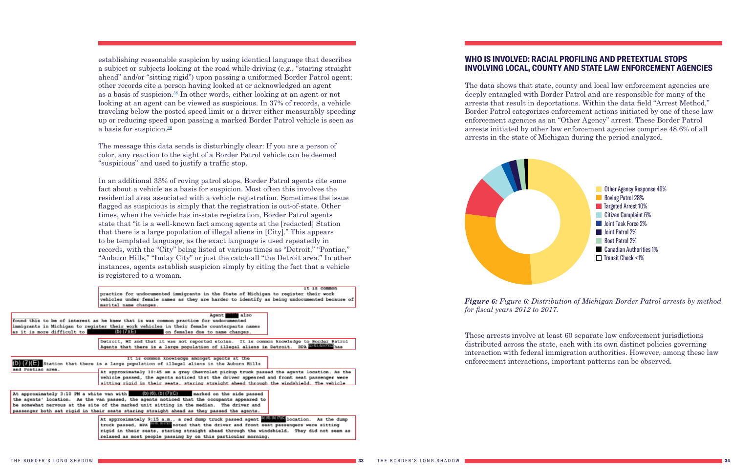establishing reasonable suspicion by using identical language that describes a subject or subjects looking at the road while driving (e.g., "staring straight ahead" and/or "sitting rigid") upon passing a uniformed Border Patrol agent; other records cite a person having looked at or acknowledged an agent as a basis of suspicion.[38] In other words, either looking at an agent or not looking at an agent can be viewed as suspicious. In 37% of records, a vehicle traveling below the posted speed limit or a driver either measurably speeding up or reducing speed upon passing a marked Border Patrol vehicle is seen as a basis for suspicion.[39]

The message this data sends is disturbingly clear: If you are a person of color, any reaction to the sight of a Border Patrol vehicle can be deemed "suspicious" and used to justify a traffic stop.

In an additional 33% of roving patrol stops, Border Patrol agents cite some fact about a vehicle as a basis for suspicion. Most often this involves the residential area associated with a vehicle registration. Sometimes the issue flagged as suspicious is simply that the registration is out-of-state. Other times, when the vehicle has in-state registration, Border Patrol agents state that "it is a well-known fact among agents at the [redacted] Station that there is a large population of illegal aliens in [City]." This appears to be templated language, as the exact language is used repeatedly in records, with the "City" being listed at various times as "Detroit," "Pontiac," "Auburn Hills," "Imlay City" or just the catch-all "the Detroit area." In other instances, agents establish suspicion simply by citing the fact that a vehicle is registered to a woman.

> It is common practice for undocumented immigrants in the State of Michigan to register their work vehicles under female names as they are harder to identify as being undocumented because of marital name changes.

> Agent [redacted] also found this to be of interest as he knew that is was common practice for undocumented immigrants in Michigan to register their work vehicles in their female counterparts names as it is more difficult to (b)(7)(E) on females due to name changes.

> Detroit, MI and that it was not reported stolen. It is common knowledge to Border Patrol Agents that there is a large population of illegal aliens in Detroit. BPA (b)(6),(b)(7)(C) has

> It is common knowledge amongst agents at the (b)(7)(E) Station that there is a large population of illegal aliens in the Auburn Hills and Pontiac area.

> At approximately 10:45 am a grey Chevrolet pickup truck passed the agents location. As the vehicle passed, the agents noticed that the driver appeared and front seat passenger were sitting rigid in their seats, staring straight ahead through the windshield. The vehicle

> At approximately 3:10 PM a white van with (b)(6),(b)(7)(C) marked on the side passed the agents' location. As the van passed, the agents noticed that the occupants appeared to be somewhat nervous at the site of the marked unit sitting in the median. The driver and passenger both sat rigid in their seats staring straight ahead as they passed the agents.

> At approximately 9:15 a.m., a red dump truck passed agent (b)(6),(b)(7)(C) location. As the dump truck passed, BPA (b)(6),(b)(7)(C) noted that the driver and front seat passengers were sitting rigid in their seats, staring straight ahead through the windshield. They did not seem as relaxed as most people passing by on this particular morning.

## WHO IS INVOLVED: RACIAL PROFILING AND PRETEXTUAL STOPS INVOLVING LOCAL, COUNTY AND STATE LAW ENFORCEMENT AGENCIES

The data shows that state, county and local law enforcement agencies are deeply entangled with Border Patrol and are responsible for many of the arrests that result in deportations. Within the data field "Arrest Method," Border Patrol categorizes enforcement actions initiated by one of these law enforcement agencies as an "Other Agency" arrest. These Border Patrol arrests initiated by other law enforcement agencies comprise 48.6% of all arrests in the state of Michigan during the period analyzed.

- Other Agency Response 49%
- Roving Patrol 28%
- Targeted Arrest 10%
- Citizen Complaint 6%
- Joint Task Force 2%
- Joint Patrol 2%
- Boat Patrol 2%
- Canadian Authorities 1%
- Transit Check <1%

*Figure 6: Figure 6: Distribution of Michigan Border Patrol arrests by method for fiscal years 2012 to 2017.*

These arrests involve at least 60 separate law enforcement jurisdictions distributed across the state, each with its own distinct policies governing interaction with federal immigration authorities. However, among these law enforcement interactions, important patterns can be observed.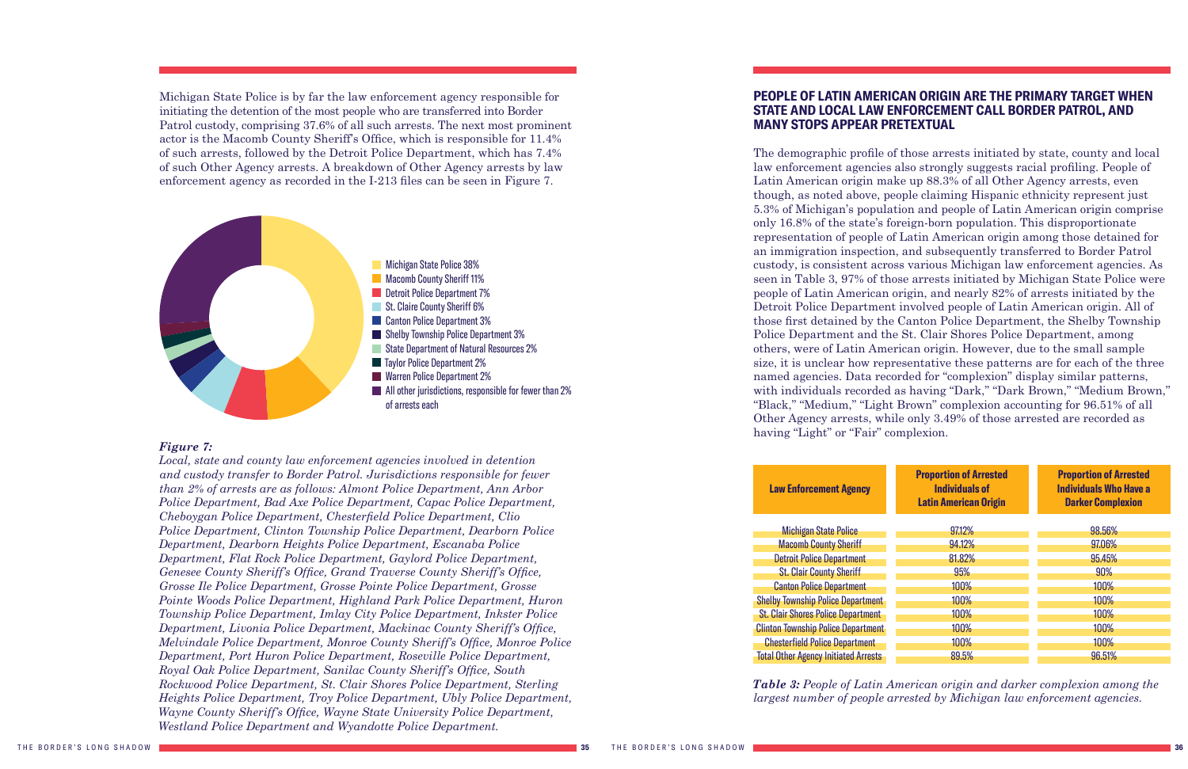Michigan State Police is by far the law enforcement agency responsible for initiating the detention of the most people who are transferred into Border Patrol custody, comprising 37.6% of all such arrests. The next most prominent actor is the Macomb County Sheriff's Office, which is responsible for 11.4% of such arrests, followed by the Detroit Police Department, which has 7.4% of such Other Agency arrests. A breakdown of Other Agency arrests by law enforcement agency as recorded in the I-213 files can be seen in Figure 7.

- Michigan State Police 38%
- Macomb County Sheriff 11%
- Detroit Police Department 7%
- St. Claire County Sheriff 6%
- Canton Police Department 3%
- Shelby Township Police Department 3%
- State Department of Natural Resources 2%
- Taylor Police Department 2%
- Warren Police Department 2%
- All other jurisdictions, responsible for fewer than 2% of arrests each

***Figure 7:***
*Local, state and county law enforcement agencies involved in detention and custody transfer to Border Patrol. Jurisdictions responsible for fewer than 2% of arrests are as follows: Almont Police Department, Ann Arbor Police Department, Bad Axe Police Department, Capac Police Department, Cheboygan Police Department, Chesterfield Police Department, Clio Police Department, Clinton Township Police Department, Dearborn Police Department, Dearborn Heights Police Department, Escanaba Police Department, Flat Rock Police Department, Gaylord Police Department, Genesee County Sheriff's Office, Grand Traverse County Sheriff's Office, Grosse Ile Police Department, Grosse Pointe Police Department, Grosse Pointe Woods Police Department, Highland Park Police Department, Huron Township Police Department, Imlay City Police Department, Inkster Police Department, Livonia Police Department, Mackinac County Sheriff's Office, Melvindale Police Department, Monroe County Sheriff's Office, Monroe Police Department, Port Huron Police Department, Roseville Police Department, Royal Oak Police Department, Sanilac County Sheriff's Office, South Rockwood Police Department, St. Clair Shores Police Department, Sterling Heights Police Department, Troy Police Department, Ubly Police Department, Wayne County Sheriff's Office, Wayne State University Police Department, Westland Police Department and Wyandotte Police Department.*

## PEOPLE OF LATIN AMERICAN ORIGIN ARE THE PRIMARY TARGET WHEN STATE AND LOCAL LAW ENFORCEMENT CALL BORDER PATROL, AND MANY STOPS APPEAR PRETEXTUAL

The demographic profile of those arrests initiated by state, county and local law enforcement agencies also strongly suggests racial profiling. People of Latin American origin make up 88.3% of all Other Agency arrests, even though, as noted above, people claiming Hispanic ethnicity represent just 5.3% of Michigan's population and people of Latin American origin comprise only 16.8% of the state's foreign-born population. This disproportionate representation of people of Latin American origin among those detained for an immigration inspection, and subsequently transferred to Border Patrol custody, is consistent across various Michigan law enforcement agencies. As seen in Table 3, 97% of those arrests initiated by Michigan State Police were people of Latin American origin, and nearly 82% of arrests initiated by the Detroit Police Department involved people of Latin American origin. All of those first detained by the Canton Police Department, the Shelby Township Police Department and the St. Clair Shores Police Department, among others, were of Latin American origin. However, due to the small sample size, it is unclear how representative these patterns are for each of the three named agencies. Data recorded for "complexion" display similar patterns, with individuals recorded as having "Dark," "Dark Brown," "Medium Brown," "Black," "Medium," "Light Brown" complexion accounting for 96.51% of all Other Agency arrests, while only 3.49% of those arrested are recorded as having "Light" or "Fair" complexion.

| Law Enforcement Agency | Proportion of Arrested Individuals of Latin American Origin | Proportion of Arrested Individuals Who Have a Darker Complexion |
|---|---|---|
| Michigan State Police | 97.12% | 98.56% |
| Macomb County Sheriff | 94.12% | 97.06% |
| Detroit Police Department | 81.82% | 95.45% |
| St. Clair County Sheriff | 95% | 90% |
| Canton Police Department | 100% | 100% |
| Shelby Township Police Department | 100% | 100% |
| St. Clair Shores Police Department | 100% | 100% |
| Clinton Township Police Department | 100% | 100% |
| Chesterfield Police Department | 100% | 100% |
| Total Other Agency Initiated Arrests | 89.5% | 96.51% |

***Table 3:*** *People of Latin American origin and darker complexion among the largest number of people arrested by Michigan law enforcement agencies.*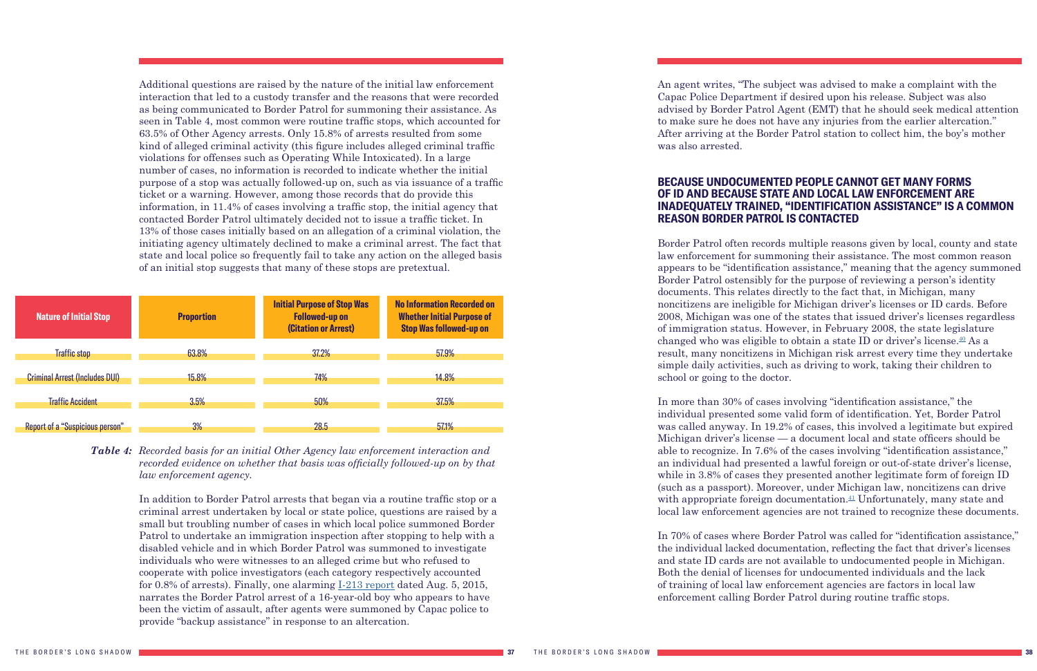Additional questions are raised by the nature of the initial law enforcement interaction that led to a custody transfer and the reasons that were recorded as being communicated to Border Patrol for summoning their assistance. As seen in Table 4, most common were routine traffic stops, which accounted for 63.5% of Other Agency arrests. Only 15.8% of arrests resulted from some kind of alleged criminal activity (this figure includes alleged criminal traffic violations for offenses such as Operating While Intoxicated). In a large number of cases, no information is recorded to indicate whether the initial purpose of a stop was actually followed-up on, such as via issuance of a traffic ticket or a warning. However, among those records that do provide this information, in 11.4% of cases involving a traffic stop, the initial agency that contacted Border Patrol ultimately decided not to issue a traffic ticket. In 13% of those cases initially based on an allegation of a criminal violation, the initiating agency ultimately declined to make a criminal arrest. The fact that state and local police so frequently fail to take any action on the alleged basis of an initial stop suggests that many of these stops are pretextual.

| Nature of Initial Stop | Proportion | Initial Purpose of Stop Was Followed-up on (Citation or Arrest) | No Information Recorded on Whether Initial Purpose of Stop Was followed-up on |
|---|---|---|---|
| Traffic stop | 63.8% | 37.2% | 57.9% |
| Criminal Arrest (Includes DUI) | 15.8% | 74% | 14.8% |
| Traffic Accident | 3.5% | 50% | 37.5% |
| Report of a "Suspicious person" | 3% | 28.5 | 57.1% |

***Table 4:*** *Recorded basis for an initial Other Agency law enforcement interaction and recorded evidence on whether that basis was officially followed-up on by that law enforcement agency.*

In addition to Border Patrol arrests that began via a routine traffic stop or a criminal arrest undertaken by local or state police, questions are raised by a small but troubling number of cases in which local police summoned Border Patrol to undertake an immigration inspection after stopping to help with a disabled vehicle and in which Border Patrol was summoned to investigate individuals who were witnesses to an alleged crime but who refused to cooperate with police investigators (each category respectively accounted for 0.8% of arrests). Finally, one alarming I-213 report dated Aug. 5, 2015, narrates the Border Patrol arrest of a 16-year-old boy who appears to have been the victim of assault, after agents were summoned by Capac police to provide "backup assistance" in response to an altercation.

An agent writes, "The subject was advised to make a complaint with the Capac Police Department if desired upon his release. Subject was also advised by Border Patrol Agent (EMT) that he should seek medical attention to make sure he does not have any injuries from the earlier altercation." After arriving at the Border Patrol station to collect him, the boy's mother was also arrested.

## BECAUSE UNDOCUMENTED PEOPLE CANNOT GET MANY FORMS OF ID AND BECAUSE STATE AND LOCAL LAW ENFORCEMENT ARE INADEQUATELY TRAINED, "IDENTIFICATION ASSISTANCE" IS A COMMON REASON BORDER PATROL IS CONTACTED

Border Patrol often records multiple reasons given by local, county and state law enforcement for summoning their assistance. The most common reason appears to be "identification assistance," meaning that the agency summoned Border Patrol ostensibly for the purpose of reviewing a person's identity documents. This relates directly to the fact that, in Michigan, many noncitizens are ineligible for Michigan driver's licenses or ID cards. Before 2008, Michigan was one of the states that issued driver's licenses regardless of immigration status. However, in February 2008, the state legislature changed who was eligible to obtain a state ID or driver's license.[40] As a result, many noncitizens in Michigan risk arrest every time they undertake simple daily activities, such as driving to work, taking their children to school or going to the doctor.

In more than 30% of cases involving "identification assistance," the individual presented some valid form of identification. Yet, Border Patrol was called anyway. In 19.2% of cases, this involved a legitimate but expired Michigan driver's license — a document local and state officers should be able to recognize. In 7.6% of the cases involving "identification assistance," an individual had presented a lawful foreign or out-of-state driver's license, while in 3.8% of cases they presented another legitimate form of foreign ID (such as a passport). Moreover, under Michigan law, noncitizens can drive with appropriate foreign documentation.[41] Unfortunately, many state and local law enforcement agencies are not trained to recognize these documents.

In 70% of cases where Border Patrol was called for "identification assistance," the individual lacked documentation, reflecting the fact that driver's licenses and state ID cards are not available to undocumented people in Michigan. Both the denial of licenses for undocumented individuals and the lack of training of local law enforcement agencies are factors in local law enforcement calling Border Patrol during routine traffic stops.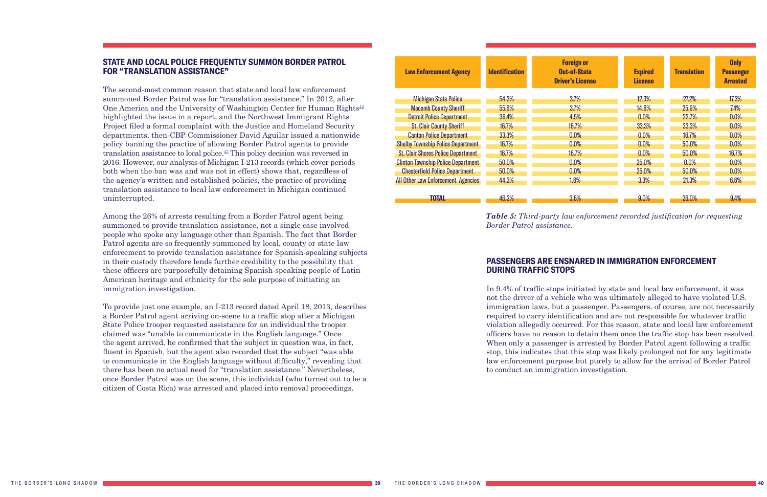## STATE AND LOCAL POLICE FREQUENTLY SUMMON BORDER PATROL FOR "TRANSLATION ASSISTANCE"

The second-most common reason that state and local law enforcement summoned Border Patrol was for "translation assistance." In 2012, after One America and the University of Washington Center for Human Rights[42] highlighted the issue in a report, and the Northwest Immigrant Rights Project filed a formal complaint with the Justice and Homeland Security departments, then-CBP Commissioner David Aguilar issued a nationwide policy banning the practice of allowing Border Patrol agents to provide translation assistance to local police.[43] This policy decision was reversed in 2016. However, our analysis of Michigan I-213 records (which cover periods both when the ban was and was not in effect) shows that, regardless of the agency's written and established policies, the practice of providing translation assistance to local law enforcement in Michigan continued uninterrupted.

Among the 26% of arrests resulting from a Border Patrol agent being summoned to provide translation assistance, not a single case involved people who spoke any language other than Spanish. The fact that Border Patrol agents are so frequently summoned by local, county or state law enforcement to provide translation assistance for Spanish-speaking subjects in their custody therefore lends further credibility to the possibility that these officers are purposefully detaining Spanish-speaking people of Latin American heritage and ethnicity for the sole purpose of initiating an immigration investigation.

To provide just one example, an I-213 record dated April 18, 2013, describes a Border Patrol agent arriving on-scene to a traffic stop after a Michigan State Police trooper requested assistance for an individual the trooper claimed was "unable to communicate in the English language." Once the agent arrived, he confirmed that the subject in question was, in fact, fluent in Spanish, but the agent also recorded that the subject "was able to communicate in the English language without difficulty," revealing that there has been no actual need for "translation assistance." Nevertheless, once Border Patrol was on the scene, this individual (who turned out to be a citizen of Costa Rica) was arrested and placed into removal proceedings.

| Law Enforcement Agency | Identification | Foreign or Out-of-State Driver's License | Expired License | Translation | Only Passenger Arrested |
|---|---|---|---|---|---|
| Michigan State Police | 54.3% | 3.7% | 12.3% | 27.2% | 17.3% |
| Macomb County Sheriff | 55.6% | 3.7% | 14.8% | 25.9% | 7.4% |
| Detroit Police Department | 36.4% | 4.5% | 0.0% | 22.7% | 0.0% |
| St. Clair County Sheriff | 16.7% | 16.7% | 33.3% | 33.3% | 0.0% |
| Canton Police Department | 33.3% | 0.0% | 0.0% | 16.7% | 0.0% |
| Shelby Township Police Department | 16.7% | 0.0% | 0.0% | 50.0% | 0.0% |
| St. Clair Shores Police Department | 16.7% | 16.7% | 0.0% | 50.0% | 16.7% |
| Clinton Township Police Department | 50.0% | 0.0% | 25.0% | 0.0% | 0.0% |
| Chesterfield Police Department | 50.0% | 0.0% | 25.0% | 50.0% | 0.0% |
| All Other Law Enforcement Agencies | 44.3% | 1.6% | 3.3% | 21.3% | 6.6% |
| **TOTAL** | 46.2% | 3.6% | 9.0% | 26.0% | 9.4% |

*Table 5: Third-party law enforcement recorded justification for requesting Border Patrol assistance.*

## PASSENGERS ARE ENSNARED IN IMMIGRATION ENFORCEMENT DURING TRAFFIC STOPS

In 9.4% of traffic stops initiated by state and local law enforcement, it was not the driver of a vehicle who was ultimately alleged to have violated U.S. immigration laws, but a passenger. Passengers, of course, are not necessarily required to carry identification and are not responsible for whatever traffic violation allegedly occurred. For this reason, state and local law enforcement officers have no reason to detain them once the traffic stop has been resolved. When only a passenger is arrested by Border Patrol agent following a traffic stop, this indicates that this stop was likely prolonged not for any legitimate law enforcement purpose but purely to allow for the arrival of Border Patrol to conduct an immigration investigation.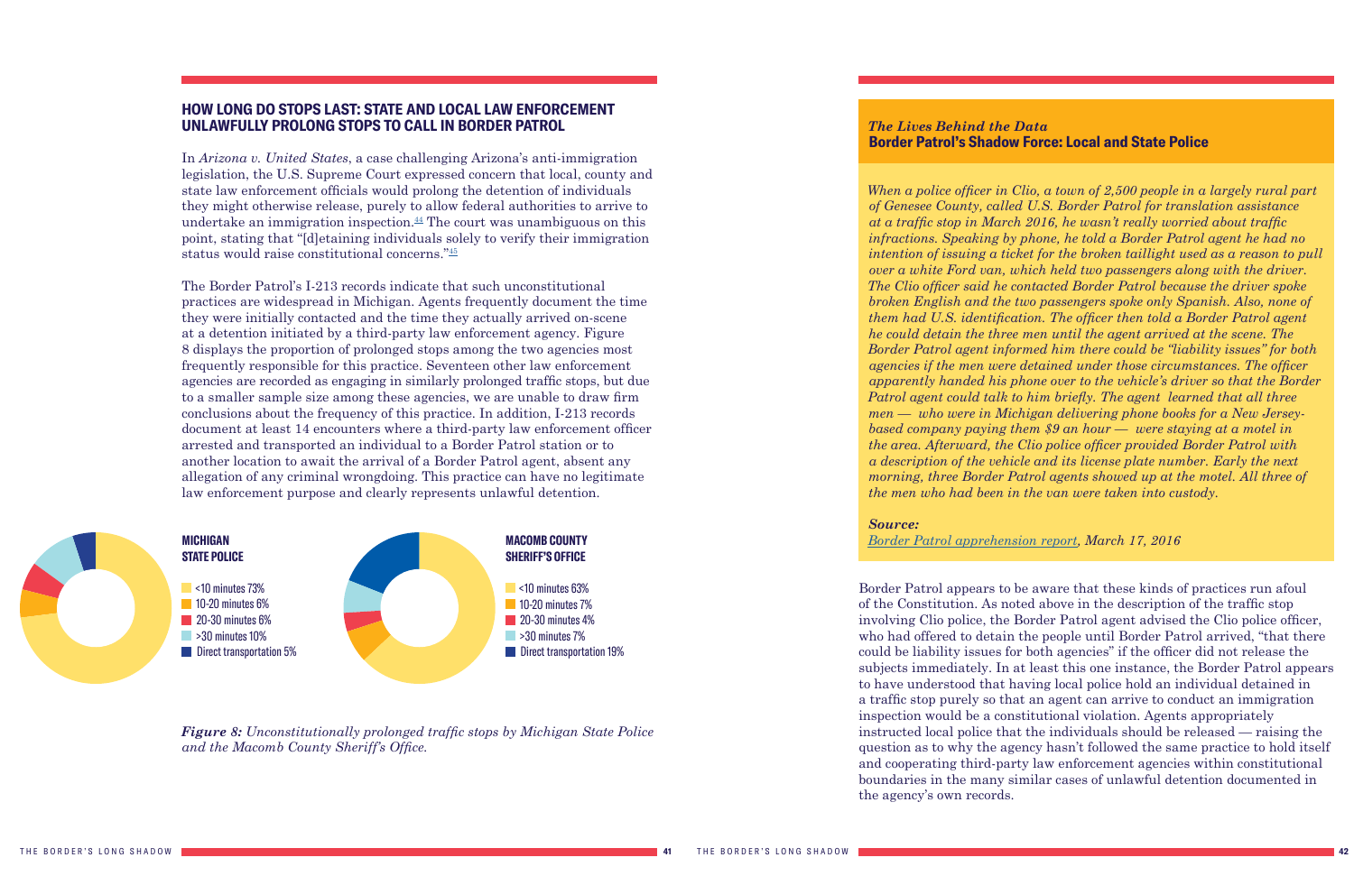## HOW LONG DO STOPS LAST: STATE AND LOCAL LAW ENFORCEMENT UNLAWFULLY PROLONG STOPS TO CALL IN BORDER PATROL

In *Arizona v. United States*, a case challenging Arizona's anti-immigration legislation, the U.S. Supreme Court expressed concern that local, county and state law enforcement officials would prolong the detention of individuals they might otherwise release, purely to allow federal authorities to arrive to undertake an immigration inspection.[44] The court was unambiguous on this point, stating that "[d]etaining individuals solely to verify their immigration status would raise constitutional concerns."[45]

The Border Patrol's I-213 records indicate that such unconstitutional practices are widespread in Michigan. Agents frequently document the time they were initially contacted and the time they actually arrived on-scene at a detention initiated by a third-party law enforcement agency. Figure 8 displays the proportion of prolonged stops among the two agencies most frequently responsible for this practice. Seventeen other law enforcement agencies are recorded as engaging in similarly prolonged traffic stops, but due to a smaller sample size among these agencies, we are unable to draw firm conclusions about the frequency of this practice. In addition, I-213 records document at least 14 encounters where a third-party law enforcement officer arrested and transported an individual to a Border Patrol station or to another location to await the arrival of a Border Patrol agent, absent any allegation of any criminal wrongdoing. This practice can have no legitimate law enforcement purpose and clearly represents unlawful detention.

**MICHIGAN STATE POLICE**

- <10 minutes 73%
- 10-20 minutes 6%
- 20-30 minutes 6%
- >30 minutes 10%
- Direct transportation 5%

**MACOMB COUNTY SHERIFF'S OFFICE**

- <10 minutes 63%
- 10-20 minutes 7%
- 20-30 minutes 4%
- >30 minutes 7%
- Direct transportation 19%

***Figure 8:*** *Unconstitutionally prolonged traffic stops by Michigan State Police and the Macomb County Sheriff's Office.*

### *The Lives Behind the Data*
### Border Patrol's Shadow Force: Local and State Police

*When a police officer in Clio, a town of 2,500 people in a largely rural part of Genesee County, called U.S. Border Patrol for translation assistance at a traffic stop in March 2016, he wasn't really worried about traffic infractions. Speaking by phone, he told a Border Patrol agent he had no intention of issuing a ticket for the broken taillight used as a reason to pull over a white Ford van, which held two passengers along with the driver. The Clio officer said he contacted Border Patrol because the driver spoke broken English and the two passengers spoke only Spanish. Also, none of them had U.S. identification. The officer then told a Border Patrol agent he could detain the three men until the agent arrived at the scene. The Border Patrol agent informed him there could be "liability issues" for both agencies if the men were detained under those circumstances. The officer apparently handed his phone over to the van's driver so that the Border Patrol agent could talk to him briefly. The agent learned that all three men — who were in Michigan delivering phone books for a New Jersey-based company paying them $9 an hour — were staying at a motel in the area. Afterward, the Clio police officer provided Border Patrol with a description of the vehicle and its license plate number. Early the next morning, three Border Patrol agents showed up at the motel. All three of the men who had been in the van were taken into custody.*

***Source:***
*Border Patrol apprehension report, March 17, 2016*

Border Patrol appears to be aware that these kinds of practices run afoul of the Constitution. As noted above in the description of the traffic stop involving Clio police, the Border Patrol agent advised the Clio police officer, who had offered to detain the people until Border Patrol arrived, "that there could be liability issues for both agencies" if the officer did not release the subjects immediately. In at least this one instance, the Border Patrol appears to have understood that having local police hold an individual detained in a traffic stop purely so that an agent can arrive to conduct an immigration inspection would be a constitutional violation. Agents appropriately instructed local police that the individuals should be released — raising the question as to why the agency hasn't followed the same practice to hold itself and cooperating third-party law enforcement agencies within constitutional boundaries in the many similar cases of unlawful detention documented in the agency's own records.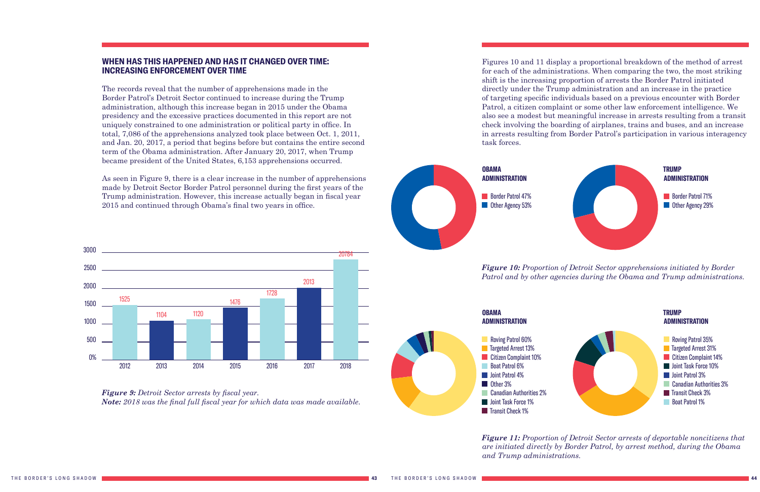## WHEN HAS THIS HAPPENED AND HAS IT CHANGED OVER TIME: INCREASING ENFORCEMENT OVER TIME

The records reveal that the number of apprehensions made in the Border Patrol's Detroit Sector continued to increase during the Trump administration, although this increase began in 2015 under the Obama presidency and the excessive practices documented in this report are not uniquely constrained to one administration or political party in office. In total, 7,086 of the apprehensions analyzed took place between Oct. 1, 2011, and Jan. 20, 2017, a period that begins before but contains the entire second term of the Obama administration. After January 20, 2017, when Trump became president of the United States, 6,153 apprehensions occurred.

As seen in Figure 9, there is a clear increase in the number of apprehensions made by Detroit Sector Border Patrol personnel during the first years of the Trump administration. However, this increase actually began in fiscal year 2015 and continued through Obama's final two years in office.

| Fiscal year | Arrests |
|---|---|
| 2012 | 1525 |
| 2013 | 1104 |
| 2014 | 1120 |
| 2015 | 1476 |
| 2016 | 1728 |
| 2017 | 2013 |
| 2018 | 20784 |

***Figure 9:*** *Detroit Sector arrests by fiscal year.*
***Note:*** *2018 was the final full fiscal year for which data was made available.*

Figures 10 and 11 display a proportional breakdown of the method of arrest for each of the administrations. When comparing the two, the most striking shift is the increasing proportion of arrests the Border Patrol initiated directly under the Trump administration and an increase in the practice of targeting specific individuals based on a previous encounter with Border Patrol, a citizen complaint or some other law enforcement intelligence. We also see a modest but meaningful increase in arrests resulting from a transit check involving the boarding of airplanes, trains and buses, and an increase in arrests resulting from Border Patrol's participation in various interagency task forces.

**OBAMA ADMINISTRATION**
- Border Patrol 47%
- Other Agency 53%

**TRUMP ADMINISTRATION**
- Border Patrol 71%
- Other Agency 29%

***Figure 10:*** *Proportion of Detroit Sector apprehensions initiated by Border Patrol and by other agencies during the Obama and Trump administrations.*

**OBAMA ADMINISTRATION**
- Roving Patrol 60%
- Targeted Arrest 13%
- Citizen Complaint 10%
- Boat Patrol 6%
- Joint Patrol 4%
- Other 3%
- Canadian Authorities 2%
- Joint Task Force 1%
- Transit Check 1%

**TRUMP ADMINISTRATION**
- Roving Patrol 35%
- Targeted Arrest 31%
- Citizen Complaint 14%
- Joint Task Force 10%
- Joint Patrol 3%
- Canadian Authorities 3%
- Transit Check 3%
- Boat Patrol 1%

***Figure 11:*** *Proportion of Detroit Sector arrests of deportable noncitizens that are initiated directly by Border Patrol, by arrest method, during the Obama and Trump administrations.*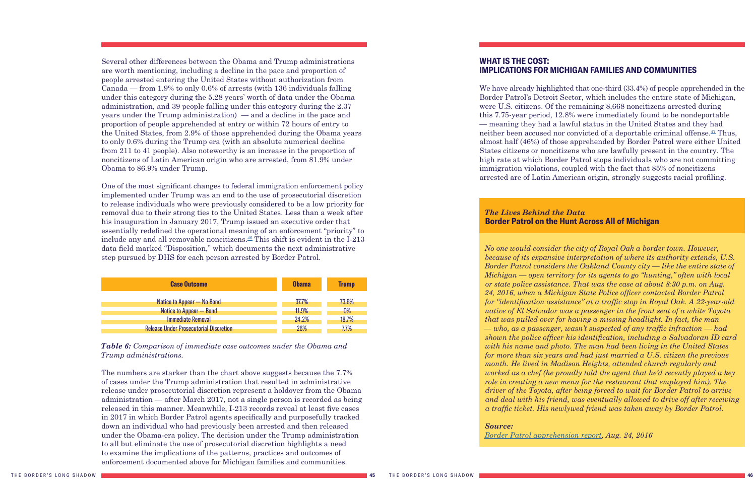Several other differences between the Obama and Trump administrations are worth mentioning, including a decline in the pace and proportion of people arrested entering the United States without authorization from Canada — from 1.9% to only 0.6% of arrests (with 136 individuals falling under this category during the 5.28 years' worth of data under the Obama administration, and 39 people falling under this category during the 2.37 years under the Trump administration) — and a decline in the pace and proportion of people apprehended at entry or within 72 hours of entry to the United States, from 2.9% of those apprehended during the Obama years to only 0.6% during the Trump era (with an absolute numerical decline from 211 to 41 people). Also noteworthy is an increase in the proportion of noncitizens of Latin American origin who are arrested, from 81.9% under Obama to 86.9% under Trump.

One of the most significant changes to federal immigration enforcement policy implemented under Trump was an end to the use of prosecutorial discretion to release individuals who were previously considered to be a low priority for removal due to their strong ties to the United States. Less than a week after his inauguration in January 2017, Trump issued an executive order that essentially redefined the operational meaning of an enforcement "priority" to include any and all removable noncitizens.[46] This shift is evident in the I-213 data field marked "Disposition," which documents the next administrative step pursued by DHS for each person arrested by Border Patrol.

| Case Outcome | Obama | Trump |
| --- | --- | --- |
| Notice to Appear — No Bond | 37.7% | 73.6% |
| Notice to Appear — Bond | 11.9% | 0% |
| Immediate Removal | 24.2% | 18.7% |
| Release Under Prosecutorial Discretion | 26% | 7.7% |

***Table 6:*** *Comparison of immediate case outcomes under the Obama and Trump administrations.*

The numbers are starker than the chart above suggests because the 7.7% of cases under the Trump administration that resulted in administrative release under prosecutorial discretion represent a holdover from the Obama administration — after March 2017, not a single person is recorded as being released in this manner. Meanwhile, I-213 records reveal at least five cases in 2017 in which Border Patrol agents specifically and purposefully tracked down an individual who had previously been arrested and then released under the Obama-era policy. The decision under the Trump administration to all but eliminate the use of prosecutorial discretion highlights a need to examine the implications of the patterns, practices and outcomes of enforcement documented above for Michigan families and communities.

## WHAT IS THE COST: IMPLICATIONS FOR MICHIGAN FAMILIES AND COMMUNITIES

We have already highlighted that one-third (33.4%) of people apprehended in the Border Patrol's Detroit Sector, which includes the entire state of Michigan, were U.S. citizens. Of the remaining 8,668 noncitizens arrested during this 7.75-year period, 12.8% were immediately found to be nondeportable — meaning they had a lawful status in the United States and they had neither been accused nor convicted of a deportable criminal offense.[47] Thus, almost half (46%) of those apprehended by Border Patrol were either United States citizens or noncitizens who are lawfully present in the country. The high rate at which Border Patrol stops individuals who are not committing immigration violations, coupled with the fact that 85% of noncitizens arrested are of Latin American origin, strongly suggests racial profiling.

### *The Lives Behind the Data*
### Border Patrol on the Hunt Across All of Michigan

*No one would consider the city of Royal Oak a border town. However, because of its expansive interpretation of where its authority extends, U.S. Border Patrol considers the Oakland County city — like the entire state of Michigan — open territory for its agents to go "hunting," often with local or state police assistance. That was the case at about 8:30 p.m. on Aug. 24, 2016, when a Michigan State Police officer contacted Border Patrol for "identification assistance" at a traffic stop in Royal Oak. A 22-year-old native of El Salvador was a passenger in the front seat of a white Toyota that was pulled over for having a missing headlight. In fact, the man — who, as a passenger, wasn't suspected of any traffic infraction — had shown the police officer his identification, including a Salvadoran ID card with his name and photo. The man had been living in the United States for more than six years and had just married a U.S. citizen the previous month. He lived in Madison Heights, attended church regularly and worked as a chef (he proudly told the agent that he'd recently played a key role in creating a new menu for the restaurant that employed him). The driver of the Toyota, after being forced to wait for Border Patrol to arrive and deal with his friend, was eventually allowed to drive off after receiving a traffic ticket. His newlywed friend was taken away by Border Patrol.*

***Source:***
*Border Patrol apprehension report, Aug. 24, 2016*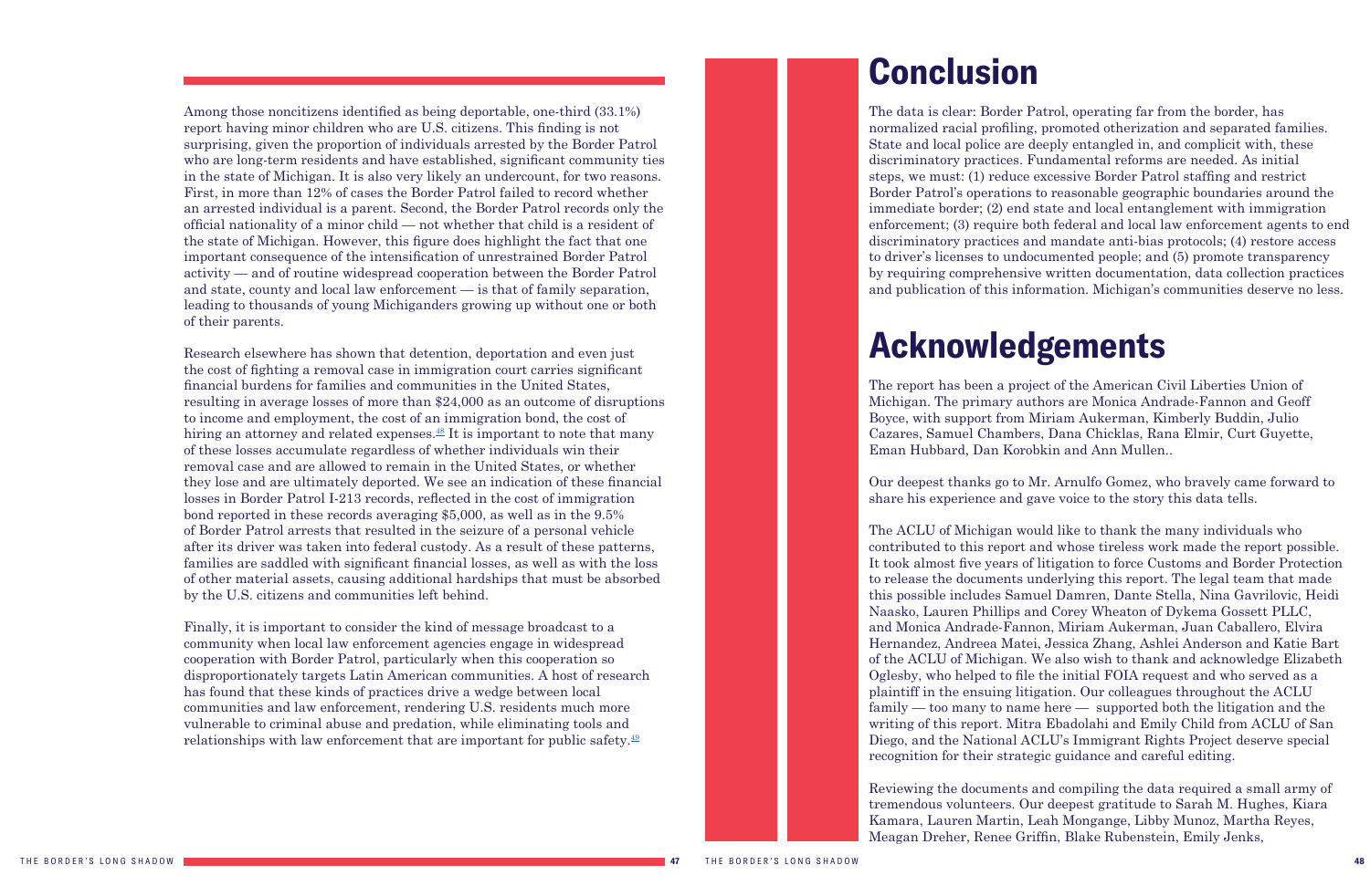Among those noncitizens identified as being deportable, one-third (33.1%) report having minor children who are U.S. citizens. This finding is not surprising, given the proportion of individuals arrested by the Border Patrol who are long-term residents and have established, significant community ties in the state of Michigan. It is also very likely an undercount, for two reasons. First, in more than 12% of cases the Border Patrol failed to record whether an arrested individual is a parent. Second, the Border Patrol records only the official nationality of a minor child — not whether that child is a resident of the state of Michigan. However, this figure does highlight the fact that one important consequence of the intensification of unrestrained Border Patrol activity — and of routine widespread cooperation between the Border Patrol and state, county and local law enforcement — is that of family separation, leading to thousands of young Michiganders growing up without one or both of their parents.

Research elsewhere has shown that detention, deportation and even just the cost of fighting a removal case in immigration court carries significant financial burdens for families and communities in the United States, resulting in average losses of more than $24,000 as an outcome of disruptions to income and employment, the cost of an immigration bond, the cost of hiring an attorney and related expenses.[48] It is important to note that many of these losses accumulate regardless of whether individuals win their removal case and are allowed to remain in the United States, or whether they lose and are ultimately deported. We see an indication of these financial losses in Border Patrol I-213 records, reflected in the cost of immigration bond reported in these records averaging $5,000, as well as in the 9.5% of Border Patrol arrests that resulted in the seizure of a personal vehicle after its driver was taken into federal custody. As a result of these patterns, families are saddled with significant financial losses, as well as with the loss of other material assets, causing additional hardships that must be absorbed by the U.S. citizens and communities left behind.

Finally, it is important to consider the kind of message broadcast to a community when local law enforcement agencies engage in widespread cooperation with Border Patrol, particularly when this cooperation so disproportionately targets Latin American communities. A host of research has found that these kinds of practices drive a wedge between local communities and law enforcement, rendering U.S. residents much more vulnerable to criminal abuse and predation, while eliminating tools and relationships with law enforcement that are important for public safety.[49]

# Conclusion

The data is clear: Border Patrol, operating far from the border, has normalized racial profiling, promoted otherization and separated families. State and local police are deeply entangled in, and complicit with, these discriminatory practices. Fundamental reforms are needed. As initial steps, we must: (1) reduce excessive Border Patrol staffing and restrict Border Patrol's operations to reasonable geographic boundaries around the immediate border; (2) end state and local entanglement with immigration enforcement; (3) require both federal and local law enforcement agents to end discriminatory practices and mandate anti-bias protocols; (4) restore access to driver's licenses to undocumented people; and (5) promote transparency by requiring comprehensive written documentation, data collection practices and publication of this information. Michigan's communities deserve no less.

# Acknowledgements

The report has been a project of the American Civil Liberties Union of Michigan. The primary authors are Monica Andrade-Fannon and Geoff Boyce, with support from Miriam Aukerman, Kimberly Buddin, Julio Cazares, Samuel Chambers, Dana Chicklas, Rana Elmir, Curt Guyette, Eman Hubbard, Dan Korobkin and Ann Mullen..

Our deepest thanks go to Mr. Arnulfo Gomez, who bravely came forward to share his experience and gave voice to the story this data tells.

The ACLU of Michigan would like to thank the many individuals who contributed to this report and whose tireless work made the report possible. It took almost five years of litigation to force Customs and Border Protection to release the documents underlying this report. The legal team that made this possible includes Samuel Damren, Dante Stella, Nina Gavrilovic, Heidi Naasko, Lauren Phillips and Corey Wheaton of Dykema Gossett PLLC, and Monica Andrade-Fannon, Miriam Aukerman, Juan Caballero, Elvira Hernandez, Andreea Matei, Jessica Zhang, Ashlei Anderson and Katie Bart of the ACLU of Michigan. We also wish to thank and acknowledge Elizabeth Oglesby, who helped to file the initial FOIA request and who served as a plaintiff in the ensuing litigation. Our colleagues throughout the ACLU family — too many to name here — supported both the litigation and the writing of this report. Mitra Ebadolahi and Emily Child from ACLU of San Diego, and the National ACLU's Immigrant Rights Project deserve special recognition for their strategic guidance and careful editing.

Reviewing the documents and compiling the data required a small army of tremendous volunteers. Our deepest gratitude to Sarah M. Hughes, Kiara Kamara, Lauren Martin, Leah Mongange, Libby Munoz, Martha Reyes, Meagan Dreher, Renee Griffin, Blake Rubenstein, Emily Jenks,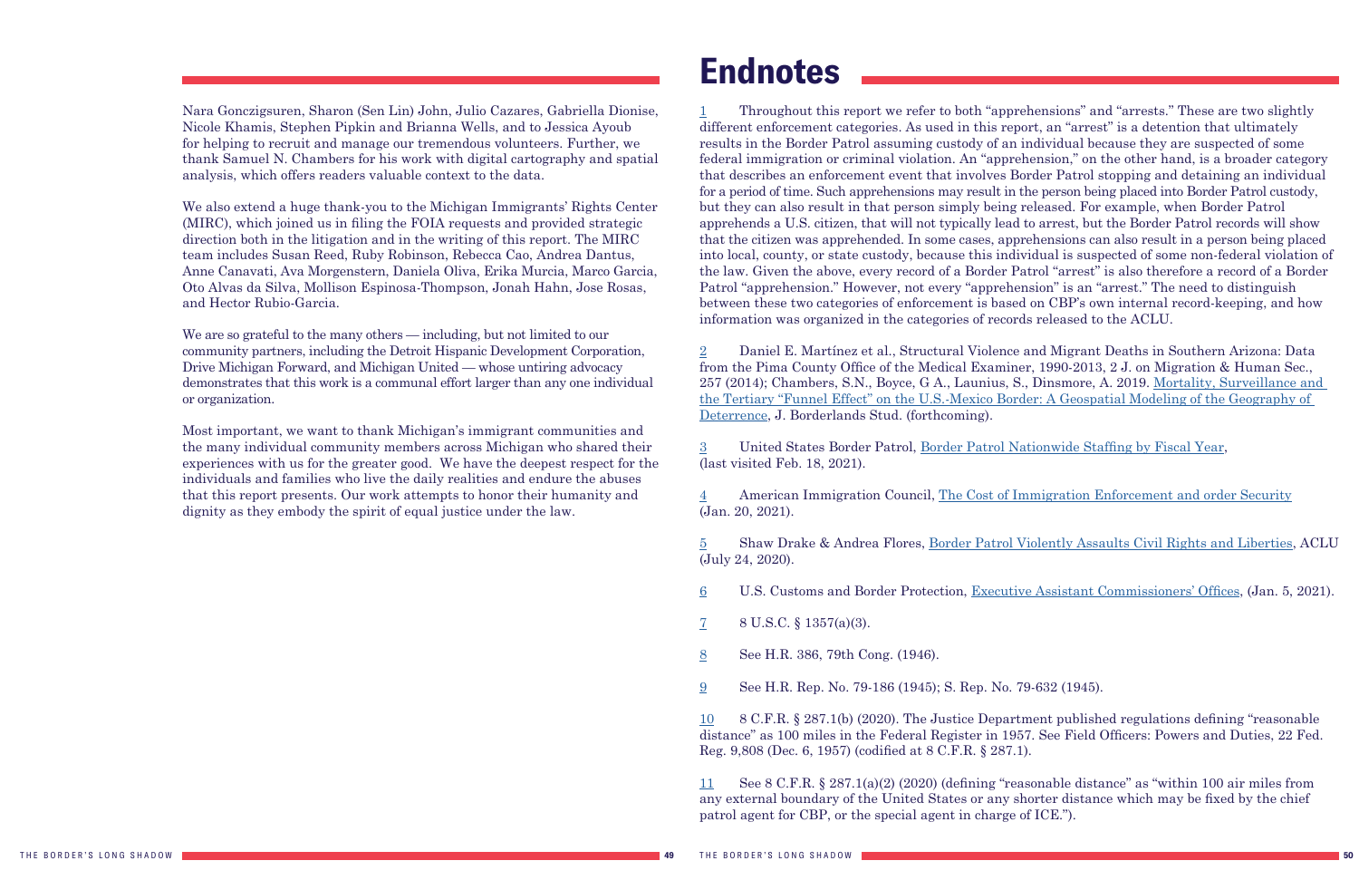Nara Gonczigsuren, Sharon (Sen Lin) John, Julio Cazares, Gabriella Dionise, Nicole Khamis, Stephen Pipkin and Brianna Wells, and to Jessica Ayoub for helping to recruit and manage our tremendous volunteers. Further, we thank Samuel N. Chambers for his work with digital cartography and spatial analysis, which offers readers valuable context to the data.

We also extend a huge thank-you to the Michigan Immigrants' Rights Center (MIRC), which joined us in filing the FOIA requests and provided strategic direction both in the litigation and in the writing of this report. The MIRC team includes Susan Reed, Ruby Robinson, Rebecca Cao, Andrea Dantus, Anne Canavati, Ava Morgenstern, Daniela Oliva, Erika Murcia, Marco Garcia, Oto Alvas da Silva, Mollison Espinosa-Thompson, Jonah Hahn, Jose Rosas, and Hector Rubio-Garcia.

We are so grateful to the many others — including, but not limited to our community partners, including the Detroit Hispanic Development Corporation, Drive Michigan Forward, and Michigan United — whose untiring advocacy demonstrates that this work is a communal effort larger than any one individual or organization.

Most important, we want to thank Michigan's immigrant communities and the many individual community members across Michigan who shared their experiences with us for the greater good. We have the deepest respect for the individuals and families who live the daily realities and endure the abuses that this report presents. Our work attempts to honor their humanity and dignity as they embody the spirit of equal justice under the law.

# Endnotes

1 Throughout this report we refer to both "apprehensions" and "arrests." These are two slightly different enforcement categories. As used in this report, an "arrest" is a detention that ultimately results in the Border Patrol assuming custody of an individual because they are suspected of some federal immigration or criminal violation. An "apprehension," on the other hand, is a broader category that describes an enforcement event that involves Border Patrol stopping and detaining an individual for a period of time. Such apprehensions may result in the person being placed into Border Patrol custody, but they can also result in that person simply being released. For example, when Border Patrol apprehends a U.S. citizen, that will not typically lead to arrest, but the Border Patrol records will show that the citizen was apprehended. In some cases, apprehensions can also result in a person being placed into local, county, or state custody, because this individual is suspected of some non-federal violation of the law. Given the above, every record of a Border Patrol "arrest" is also therefore a record of a Border Patrol "apprehension." However, not every "apprehension" is an "arrest." The need to distinguish between these two categories of enforcement is based on CBP's own internal record-keeping, and how information was organized in the categories of records released to the ACLU.

2 Daniel E. Martínez et al., Structural Violence and Migrant Deaths in Southern Arizona: Data from the Pima County Office of the Medical Examiner, 1990-2013, 2 J. on Migration & Human Sec., 257 (2014); Chambers, S.N., Boyce, G A., Launius, S., Dinsmore, A. 2019. Mortality, Surveillance and the Tertiary "Funnel Effect" on the U.S.-Mexico Border: A Geospatial Modeling of the Geography of Deterrence, J. Borderlands Stud. (forthcoming).

3 United States Border Patrol, Border Patrol Nationwide Staffing by Fiscal Year, (last visited Feb. 18, 2021).

4 American Immigration Council, The Cost of Immigration Enforcement and order Security (Jan. 20, 2021).

5 Shaw Drake & Andrea Flores, Border Patrol Violently Assaults Civil Rights and Liberties, ACLU (July 24, 2020).

6 U.S. Customs and Border Protection, Executive Assistant Commissioners' Offices, (Jan. 5, 2021).

7 8 U.S.C. § 1357(a)(3).

8 See H.R. 386, 79th Cong. (1946).

9 See H.R. Rep. No. 79-186 (1945); S. Rep. No. 79-632 (1945).

10 8 C.F.R. § 287.1(b) (2020). The Justice Department published regulations defining "reasonable distance" as 100 miles in the Federal Register in 1957. See Field Officers: Powers and Duties, 22 Fed. Reg. 9,808 (Dec. 6, 1957) (codified at 8 C.F.R. § 287.1).

11 See 8 C.F.R. § 287.1(a)(2) (2020) (defining "reasonable distance" as "within 100 air miles from any external boundary of the United States or any shorter distance which may be fixed by the chief patrol agent for CBP, or the special agent in charge of ICE.").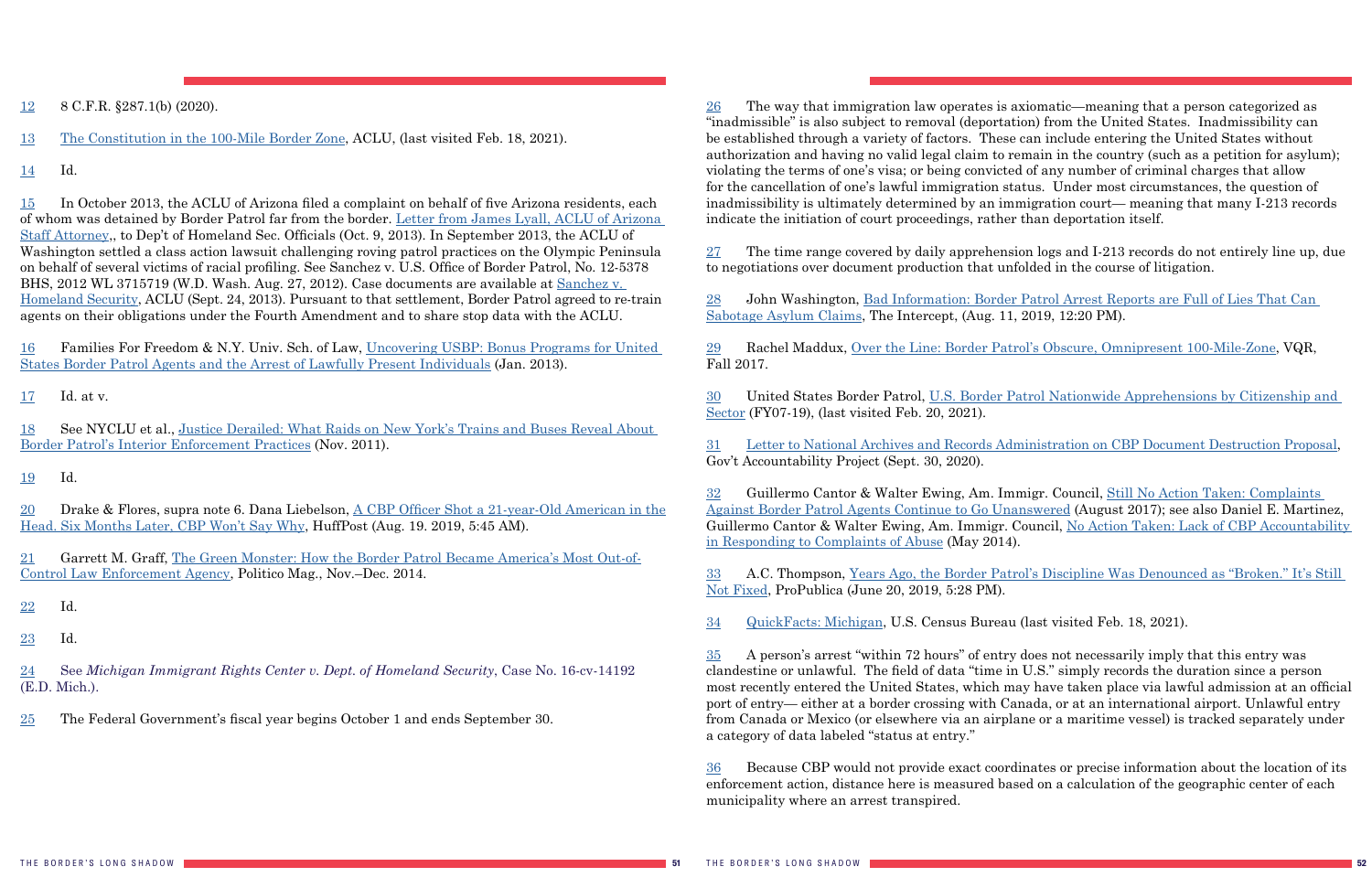12 8 C.F.R. §287.1(b) (2020).

13 The Constitution in the 100-Mile Border Zone, ACLU, (last visited Feb. 18, 2021).

14 Id.

15 In October 2013, the ACLU of Arizona filed a complaint on behalf of five Arizona residents, each of whom was detained by Border Patrol far from the border. Letter from James Lyall, ACLU of Arizona Staff Attorney,, to Dep't of Homeland Sec. Officials (Oct. 9, 2013). In September 2013, the ACLU of Washington settled a class action lawsuit challenging roving patrol practices on the Olympic Peninsula on behalf of several victims of racial profiling. See Sanchez v. U.S. Office of Border Patrol, No. 12-5378 BHS, 2012 WL 3715719 (W.D. Wash. Aug. 27, 2012). Case documents are available at Sanchez v. Homeland Security, ACLU (Sept. 24, 2013). Pursuant to that settlement, Border Patrol agreed to re-train agents on their obligations under the Fourth Amendment and to share stop data with the ACLU.

16 Families For Freedom & N.Y. Univ. Sch. of Law, Uncovering USBP: Bonus Programs for United States Border Patrol Agents and the Arrest of Lawfully Present Individuals (Jan. 2013).

17 Id. at v.

18 See NYCLU et al., Justice Derailed: What Raids on New York's Trains and Buses Reveal About Border Patrol's Interior Enforcement Practices (Nov. 2011).

19 Id.

20 Drake & Flores, supra note 6. Dana Liebelson, A CBP Officer Shot a 21-year-Old American in the Head. Six Months Later, CBP Won't Say Why, HuffPost (Aug. 19. 2019, 5:45 AM).

21 Garrett M. Graff, The Green Monster: How the Border Patrol Became America's Most Out-of-Control Law Enforcement Agency, Politico Mag., Nov.–Dec. 2014.

22 Id.

23 Id.

24 See *Michigan Immigrant Rights Center v. Dept. of Homeland Security*, Case No. 16-cv-14192 (E.D. Mich.).

25 The Federal Government's fiscal year begins October 1 and ends September 30.

26 The way that immigration law operates is axiomatic—meaning that a person categorized as "inadmissible" is also subject to removal (deportation) from the United States. Inadmissibility can be established through a variety of factors. These can include entering the United States without authorization and having no valid legal claim to remain in the country (such as a petition for asylum); violating the terms of one's visa; or being convicted of any number of criminal charges that allow for the cancellation of one's lawful immigration status. Under most circumstances, the question of inadmissibility is ultimately determined by an immigration court— meaning that many I-213 records indicate the initiation of court proceedings, rather than deportation itself.

27 The time range covered by daily apprehension logs and I-213 records do not entirely line up, due to negotiations over document production that unfolded in the course of litigation.

28 John Washington, Bad Information: Border Patrol Arrest Reports are Full of Lies That Can Sabotage Asylum Claims, The Intercept, (Aug. 11, 2019, 12:20 PM).

29 Rachel Maddux, Over the Line: Border Patrol's Obscure, Omnipresent 100-Mile-Zone, VQR, Fall 2017.

30 United States Border Patrol, U.S. Border Patrol Nationwide Apprehensions by Citizenship and Sector (FY07-19), (last visited Feb. 20, 2021).

31 Letter to National Archives and Records Administration on CBP Document Destruction Proposal, Gov't Accountability Project (Sept. 30, 2020).

32 Guillermo Cantor & Walter Ewing, Am. Immigr. Council, Still No Action Taken: Complaints Against Border Patrol Agents Continue to Go Unanswered (August 2017); see also Daniel E. Martinez, Guillermo Cantor & Walter Ewing, Am. Immigr. Council, No Action Taken: Lack of CBP Accountability in Responding to Complaints of Abuse (May 2014).

33 A.C. Thompson, Years Ago, the Border Patrol's Discipline Was Denounced as "Broken." It's Still Not Fixed, ProPublica (June 20, 2019, 5:28 PM).

34 QuickFacts: Michigan, U.S. Census Bureau (last visited Feb. 18, 2021).

35 A person's arrest "within 72 hours" of entry does not necessarily imply that this entry was clandestine or unlawful. The field of data "time in U.S." simply records the duration since a person most recently entered the United States, which may have taken place via lawful admission at an official port of entry— either at a border crossing with Canada, or at an international airport. Unlawful entry from Canada or Mexico (or elsewhere via an airplane or a maritime vessel) is tracked separately under a category of data labeled "status at entry."

36 Because CBP would not provide exact coordinates or precise information about the location of its enforcement action, distance here is measured based on a calculation of the geographic center of each municipality where an arrest transpired.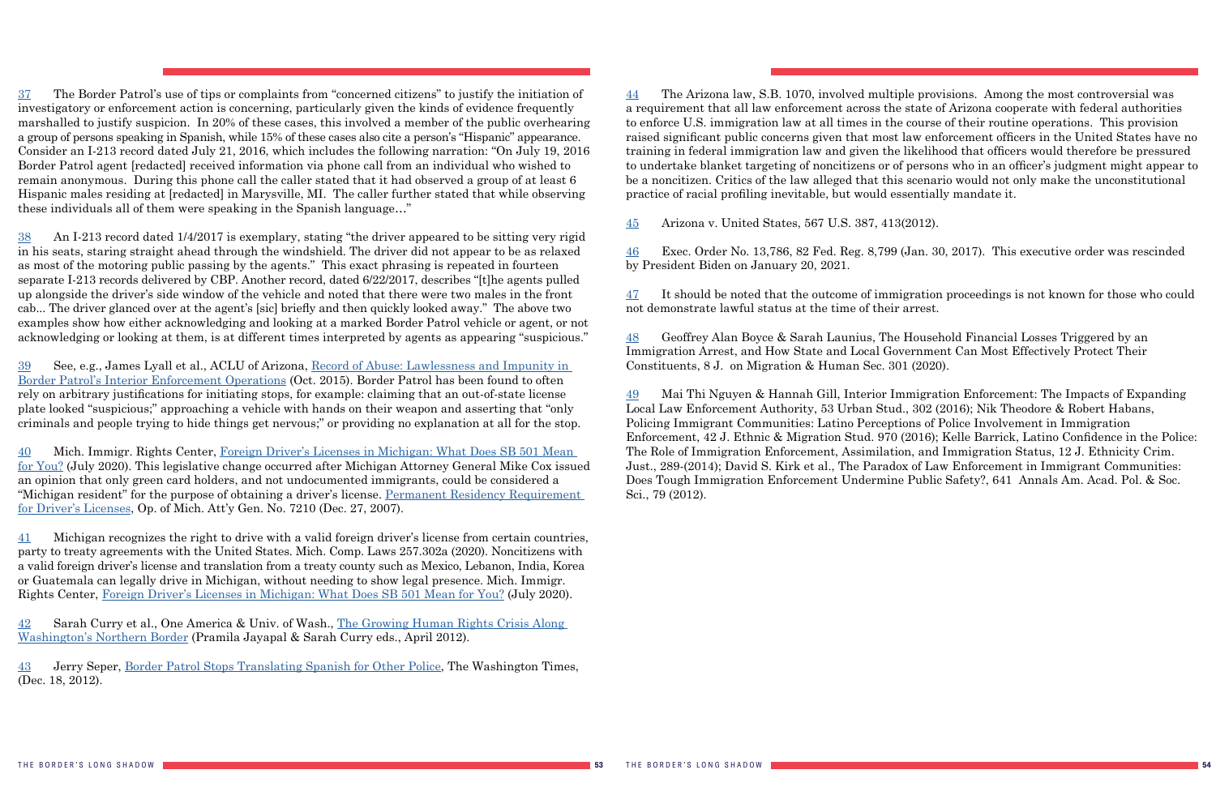37 The Border Patrol's use of tips or complaints from "concerned citizens" to justify the initiation of investigatory or enforcement action is concerning, particularly given the kinds of evidence frequently marshalled to justify suspicion. In 20% of these cases, this involved a member of the public overhearing a group of persons speaking in Spanish, while 15% of these cases also cite a person's "Hispanic" appearance. Consider an I-213 record dated July 21, 2016, which includes the following narration: "On July 19, 2016 Border Patrol agent [redacted] received information via phone call from an individual who wished to remain anonymous. During this phone call the caller stated that it had observed a group of at least 6 Hispanic males residing at [redacted] in Marysville, MI. The caller further stated that while observing these individuals all of them were speaking in the Spanish language…"

38 An I-213 record dated 1/4/2017 is exemplary, stating "the driver appeared to be sitting very rigid in his seats, staring straight ahead through the windshield. The driver did not appear to be as relaxed as most of the motoring public passing by the agents." This exact phrasing is repeated in fourteen separate I-213 records delivered by CBP. Another record, dated 6/22/2017, describes "[t]he agents pulled up alongside the driver's side window of the vehicle and noted that there were two males in the front cab... The driver glanced over at the agent's [sic] briefly and then quickly looked away." The above two examples show how either acknowledging and looking at a marked Border Patrol vehicle or agent, or not acknowledging or looking at them, is at different times interpreted by agents as appearing "suspicious."

39 See, e.g., James Lyall et al., ACLU of Arizona, Record of Abuse: Lawlessness and Impunity in Border Patrol's Interior Enforcement Operations (Oct. 2015). Border Patrol has been found to often rely on arbitrary justifications for initiating stops, for example: claiming that an out-of-state license plate looked "suspicious;" approaching a vehicle with hands on their weapon and asserting that "only criminals and people trying to hide things get nervous;" or providing no explanation at all for the stop.

40 Mich. Immigr. Rights Center, Foreign Driver's Licenses in Michigan: What Does SB 501 Mean for You? (July 2020). This legislative change occurred after Michigan Attorney General Mike Cox issued an opinion that only green card holders, and not undocumented immigrants, could be considered a "Michigan resident" for the purpose of obtaining a driver's license. Permanent Residency Requirement for Driver's Licenses, Op. of Mich. Att'y Gen. No. 7210 (Dec. 27, 2007).

41 Michigan recognizes the right to drive with a valid foreign driver's license from certain countries, party to treaty agreements with the United States. Mich. Comp. Laws 257.302a (2020). Noncitizens with a valid foreign driver's license and translation from a treaty county such as Mexico, Lebanon, India, Korea or Guatemala can legally drive in Michigan, without needing to show legal presence. Mich. Immigr. Rights Center, Foreign Driver's Licenses in Michigan: What Does SB 501 Mean for You? (July 2020).

42 Sarah Curry et al., One America & Univ. of Wash., The Growing Human Rights Crisis Along Washington's Northern Border (Pramila Jayapal & Sarah Curry eds., April 2012).

43 Jerry Seper, Border Patrol Stops Translating Spanish for Other Police, The Washington Times, (Dec. 18, 2012).

44 The Arizona law, S.B. 1070, involved multiple provisions. Among the most controversial was a requirement that all law enforcement across the state of Arizona cooperate with federal authorities to enforce U.S. immigration law at all times in the course of their routine operations. This provision raised significant public concerns given that most law enforcement officers in the United States have no training in federal immigration law and given the likelihood that officers would therefore be pressured to undertake blanket targeting of noncitizens or of persons who in an officer's judgment might appear to be a noncitizen. Critics of the law alleged that this scenario would not only make the unconstitutional practice of racial profiling inevitable, but would essentially mandate it.

45 Arizona v. United States, 567 U.S. 387, 413(2012).

46 Exec. Order No. 13,786, 82 Fed. Reg. 8,799 (Jan. 30, 2017). This executive order was rescinded by President Biden on January 20, 2021.

47 It should be noted that the outcome of immigration proceedings is not known for those who could not demonstrate lawful status at the time of their arrest.

48 Geoffrey Alan Boyce & Sarah Launius, The Household Financial Losses Triggered by an Immigration Arrest, and How State and Local Government Can Most Effectively Protect Their Constituents, 8 J. on Migration & Human Sec. 301 (2020).

49 Mai Thi Nguyen & Hannah Gill, Interior Immigration Enforcement: The Impacts of Expanding Local Law Enforcement Authority, 53 Urban Stud., 302 (2016); Nik Theodore & Robert Habans, Policing Immigrant Communities: Latino Perceptions of Police Involvement in Immigration Enforcement, 42 J. Ethnic & Migration Stud. 970 (2016); Kelle Barrick, Latino Confidence in the Police: The Role of Immigration Enforcement, Assimilation, and Immigration Status, 12 J. Ethnicity Crim. Just., 289-(2014); David S. Kirk et al., The Paradox of Law Enforcement in Immigrant Communities: Does Tough Immigration Enforcement Undermine Public Safety?, 641 Annals Am. Acad. Pol. & Soc. Sci., 79 (2012).